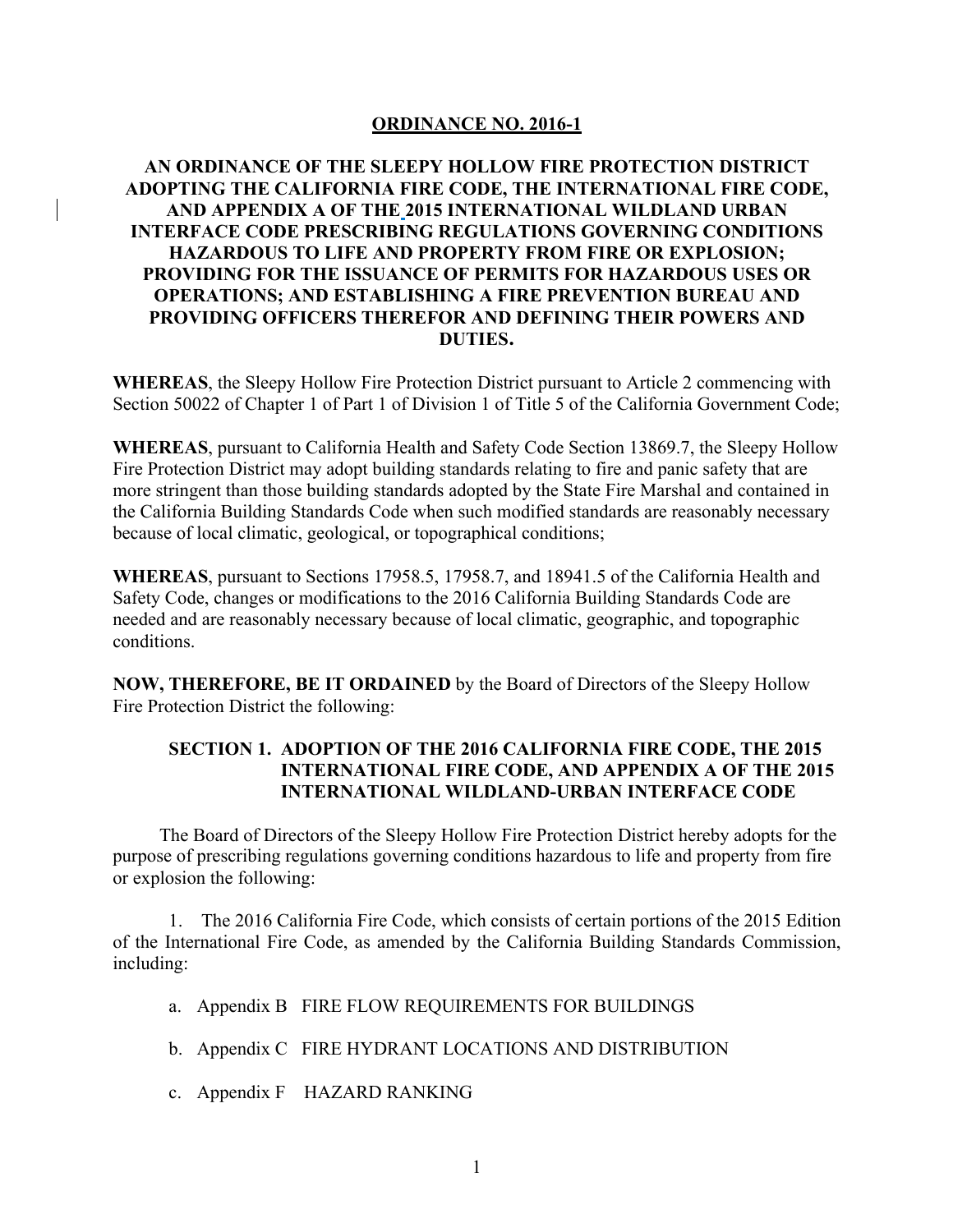# ORDINANCE NO. 2016-1

## AN ORDINANCE OF THE SLEEPY HOLLOW FIRE PROTECTION DISTRICT ADOPTING THE CALIFORNIA FIRE CODE, THE INTERNATIONAL FIRE CODE, AND APPENDIX A OF THE 2015 INTERNATIONAL WILDLAND URBAN INTERFACE CODE PRESCRIBING REGULATIONS GOVERNING CONDITIONS HAZARDOUS TO LIFE AND PROPERTY FROM FIRE OR EXPLOSION; PROVIDING FOR THE ISSUANCE OF PERMITS FOR HAZARDOUS USES OR OPERATIONS; AND ESTABLISHING A FIRE PREVENTION BUREAU AND PROVIDING OFFICERS THEREFOR AND DEFINING THEIR POWERS AND DUTIES.

**WHEREAS**, the Sleepy Hollow Fire Protection District pursuant to Article 2 commencing with Section 50022 of Chapter 1 of Part 1 of Division 1 of Title 5 of the California Government Code;

**WHEREAS**, pursuant to California Health and Safety Code Section 13869.7, the Sleepy Hollow Fire Protection District may adopt building standards relating to fire and panic safety that are more stringent than those building standards adopted by the State Fire Marshal and contained in the California Building Standards Code when such modified standards are reasonably necessary because of local climatic, geological, or topographical conditions;

**WHEREAS**, pursuant to Sections 17958.5, 17958.7, and 18941.5 of the California Health and Safety Code, changes or modifications to the 2016 California Building Standards Code are needed and are reasonably necessary because of local climatic, geographic, and topographic conditions.

**NOW, THEREFORE, BE IT ORDAINED** by the Board of Directors of the Sleepy Hollow Fire Protection District the following:

### SECTION 1. ADOPTION OF THE 2016 CALIFORNIA FIRE CODE, THE 2015 INTERNATIONAL FIRE CODE, AND APPENDIX A OF THE 2015 INTERNATIONAL WILDLAND-URBAN INTERFACE CODE

The Board of Directors of the Sleepy Hollow Fire Protection District hereby adopts for the purpose of prescribing regulations governing conditions hazardous to life and property from fire or explosion the following:

1. The 2016 California Fire Code, which consists of certain portions of the 2015 Edition of the International Fire Code, as amended by the California Building Standards Commission, including:

   a. Appendix B FIRE FLOW REQUIREMENTS FOR BUILDINGS

   b. Appendix C FIRE HYDRANT LOCATIONS AND DISTRIBUTION

   c. Appendix F HAZARD RANKING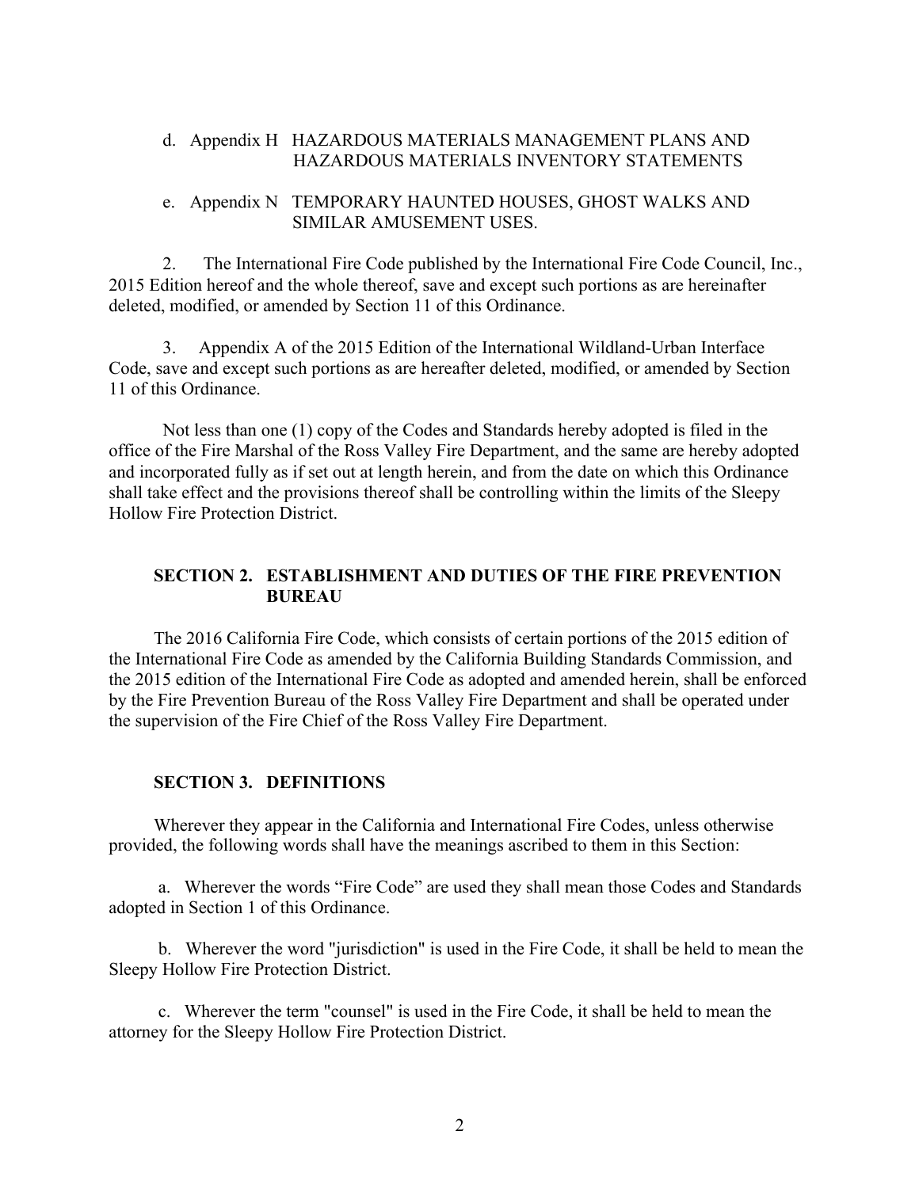d. Appendix H HAZARDOUS MATERIALS MANAGEMENT PLANS AND HAZARDOUS MATERIALS INVENTORY STATEMENTS

e. Appendix N TEMPORARY HAUNTED HOUSES, GHOST WALKS AND SIMILAR AMUSEMENT USES.

2. The International Fire Code published by the International Fire Code Council, Inc., 2015 Edition hereof and the whole thereof, save and except such portions as are hereinafter deleted, modified, or amended by Section 11 of this Ordinance.

3. Appendix A of the 2015 Edition of the International Wildland-Urban Interface Code, save and except such portions as are hereafter deleted, modified, or amended by Section 11 of this Ordinance.

Not less than one (1) copy of the Codes and Standards hereby adopted is filed in the office of the Fire Marshal of the Ross Valley Fire Department, and the same are hereby adopted and incorporated fully as if set out at length herein, and from the date on which this Ordinance shall take effect and the provisions thereof shall be controlling within the limits of the Sleepy Hollow Fire Protection District.

## SECTION 2. ESTABLISHMENT AND DUTIES OF THE FIRE PREVENTION BUREAU

The 2016 California Fire Code, which consists of certain portions of the 2015 edition of the International Fire Code as amended by the California Building Standards Commission, and the 2015 edition of the International Fire Code as adopted and amended herein, shall be enforced by the Fire Prevention Bureau of the Ross Valley Fire Department and shall be operated under the supervision of the Fire Chief of the Ross Valley Fire Department.

## SECTION 3. DEFINITIONS

Wherever they appear in the California and International Fire Codes, unless otherwise provided, the following words shall have the meanings ascribed to them in this Section:

a. Wherever the words "Fire Code" are used they shall mean those Codes and Standards adopted in Section 1 of this Ordinance.

b. Wherever the word "jurisdiction" is used in the Fire Code, it shall be held to mean the Sleepy Hollow Fire Protection District.

c. Wherever the term "counsel" is used in the Fire Code, it shall be held to mean the attorney for the Sleepy Hollow Fire Protection District.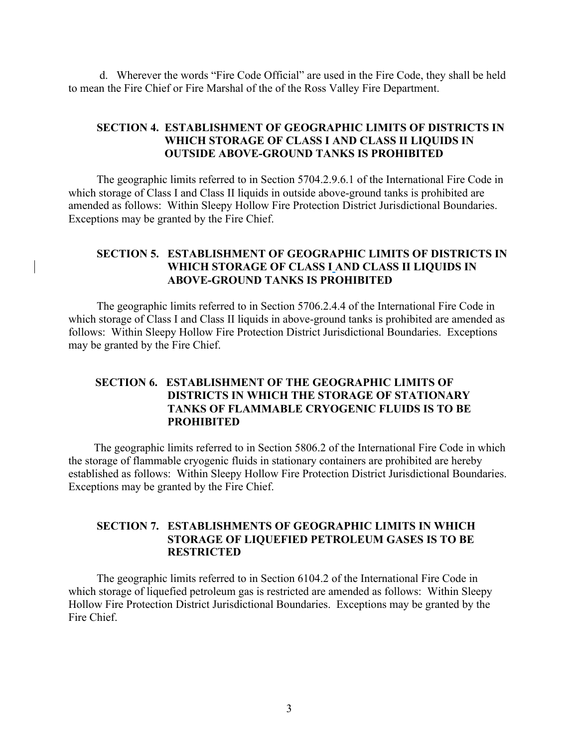d. Wherever the words "Fire Code Official" are used in the Fire Code, they shall be held to mean the Fire Chief or Fire Marshal of the of the Ross Valley Fire Department.

## SECTION 4. ESTABLISHMENT OF GEOGRAPHIC LIMITS OF DISTRICTS IN WHICH STORAGE OF CLASS I AND CLASS II LIQUIDS IN OUTSIDE ABOVE-GROUND TANKS IS PROHIBITED

The geographic limits referred to in Section 5704.2.9.6.1 of the International Fire Code in which storage of Class I and Class II liquids in outside above-ground tanks is prohibited are amended as follows: Within Sleepy Hollow Fire Protection District Jurisdictional Boundaries. Exceptions may be granted by the Fire Chief.

## SECTION 5. ESTABLISHMENT OF GEOGRAPHIC LIMITS OF DISTRICTS IN WHICH STORAGE OF CLASS I AND CLASS II LIQUIDS IN ABOVE-GROUND TANKS IS PROHIBITED

The geographic limits referred to in Section 5706.2.4.4 of the International Fire Code in which storage of Class I and Class II liquids in above-ground tanks is prohibited are amended as follows: Within Sleepy Hollow Fire Protection District Jurisdictional Boundaries. Exceptions may be granted by the Fire Chief.

## SECTION 6. ESTABLISHMENT OF THE GEOGRAPHIC LIMITS OF DISTRICTS IN WHICH THE STORAGE OF STATIONARY TANKS OF FLAMMABLE CRYOGENIC FLUIDS IS TO BE PROHIBITED

The geographic limits referred to in Section 5806.2 of the International Fire Code in which the storage of flammable cryogenic fluids in stationary containers are prohibited are hereby established as follows: Within Sleepy Hollow Fire Protection District Jurisdictional Boundaries. Exceptions may be granted by the Fire Chief.

## SECTION 7. ESTABLISHMENTS OF GEOGRAPHIC LIMITS IN WHICH STORAGE OF LIQUEFIED PETROLEUM GASES IS TO BE RESTRICTED

The geographic limits referred to in Section 6104.2 of the International Fire Code in which storage of liquefied petroleum gas is restricted are amended as follows: Within Sleepy Hollow Fire Protection District Jurisdictional Boundaries. Exceptions may be granted by the Fire Chief.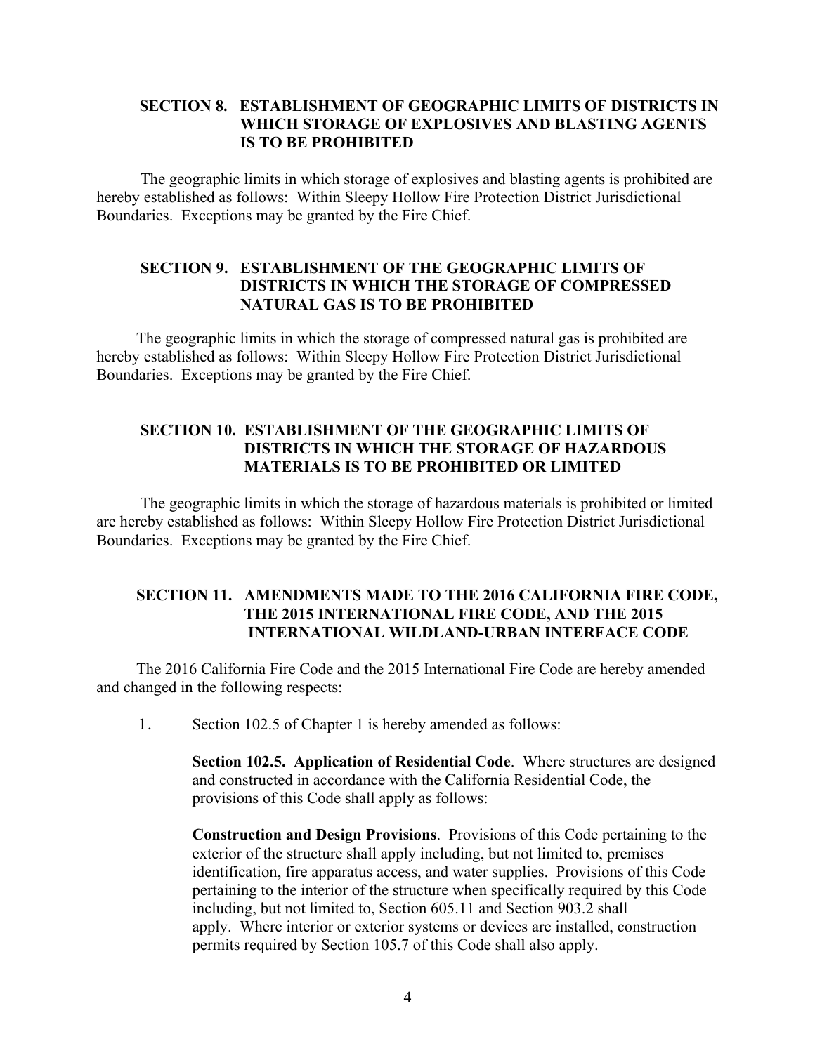## SECTION 8. ESTABLISHMENT OF GEOGRAPHIC LIMITS OF DISTRICTS IN WHICH STORAGE OF EXPLOSIVES AND BLASTING AGENTS IS TO BE PROHIBITED

The geographic limits in which storage of explosives and blasting agents is prohibited are hereby established as follows: Within Sleepy Hollow Fire Protection District Jurisdictional Boundaries. Exceptions may be granted by the Fire Chief.

## SECTION 9. ESTABLISHMENT OF THE GEOGRAPHIC LIMITS OF DISTRICTS IN WHICH THE STORAGE OF COMPRESSED NATURAL GAS IS TO BE PROHIBITED

The geographic limits in which the storage of compressed natural gas is prohibited are hereby established as follows: Within Sleepy Hollow Fire Protection District Jurisdictional Boundaries. Exceptions may be granted by the Fire Chief.

## SECTION 10. ESTABLISHMENT OF THE GEOGRAPHIC LIMITS OF DISTRICTS IN WHICH THE STORAGE OF HAZARDOUS MATERIALS IS TO BE PROHIBITED OR LIMITED

The geographic limits in which the storage of hazardous materials is prohibited or limited are hereby established as follows: Within Sleepy Hollow Fire Protection District Jurisdictional Boundaries. Exceptions may be granted by the Fire Chief.

## SECTION 11. AMENDMENTS MADE TO THE 2016 CALIFORNIA FIRE CODE, THE 2015 INTERNATIONAL FIRE CODE, AND THE 2015 INTERNATIONAL WILDLAND-URBAN INTERFACE CODE

The 2016 California Fire Code and the 2015 International Fire Code are hereby amended and changed in the following respects:

1. Section 102.5 of Chapter 1 is hereby amended as follows:

   **Section 102.5. Application of Residential Code**. Where structures are designed and constructed in accordance with the California Residential Code, the provisions of this Code shall apply as follows:

   **Construction and Design Provisions**. Provisions of this Code pertaining to the exterior of the structure shall apply including, but not limited to, premises identification, fire apparatus access, and water supplies. Provisions of this Code pertaining to the interior of the structure when specifically required by this Code including, but not limited to, Section 605.11 and Section 903.2 shall apply. Where interior or exterior systems or devices are installed, construction permits required by Section 105.7 of this Code shall also apply.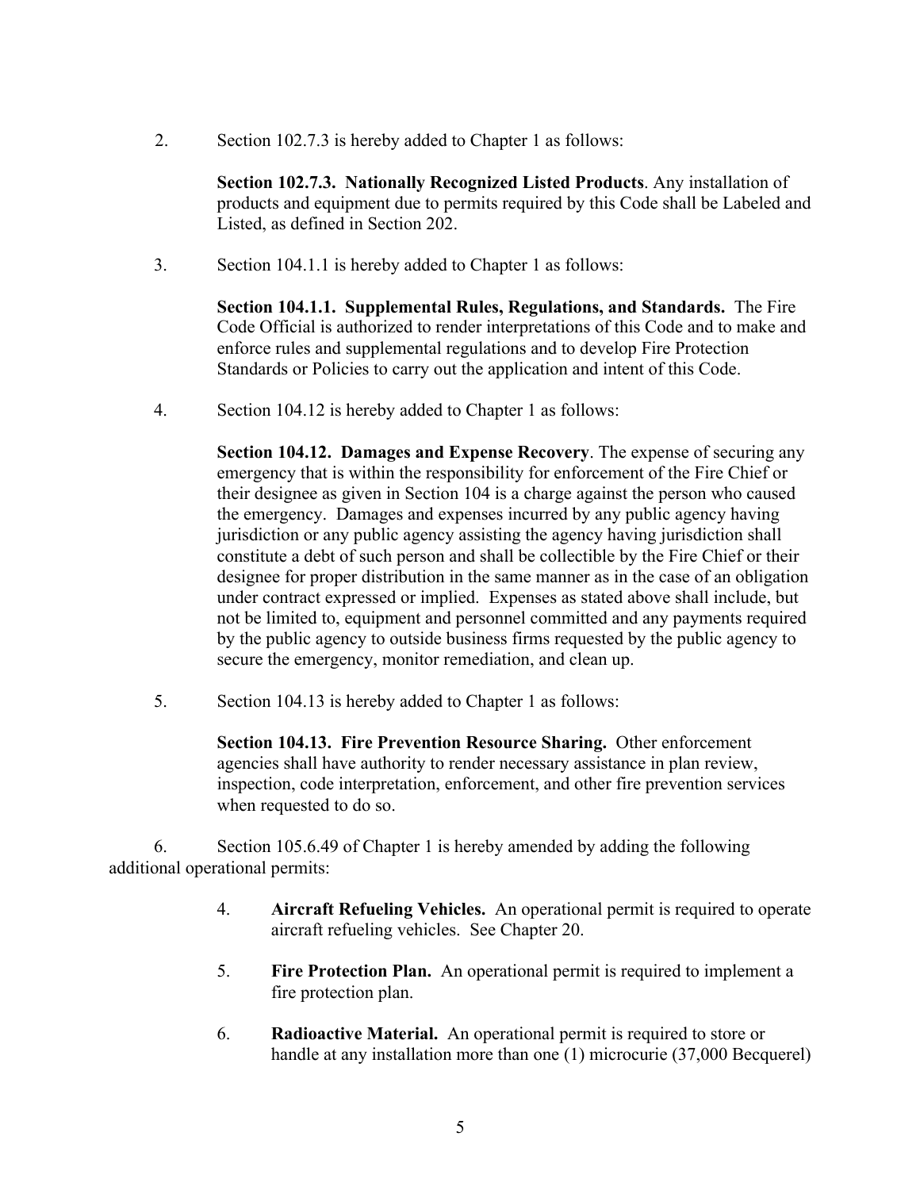2. Section 102.7.3 is hereby added to Chapter 1 as follows:

   **Section 102.7.3. Nationally Recognized Listed Products**. Any installation of products and equipment due to permits required by this Code shall be Labeled and Listed, as defined in Section 202.

3. Section 104.1.1 is hereby added to Chapter 1 as follows:

   **Section 104.1.1. Supplemental Rules, Regulations, and Standards.** The Fire Code Official is authorized to render interpretations of this Code and to make and enforce rules and supplemental regulations and to develop Fire Protection Standards or Policies to carry out the application and intent of this Code.

4. Section 104.12 is hereby added to Chapter 1 as follows:

   **Section 104.12. Damages and Expense Recovery**. The expense of securing any emergency that is within the responsibility for enforcement of the Fire Chief or their designee as given in Section 104 is a charge against the person who caused the emergency. Damages and expenses incurred by any public agency having jurisdiction or any public agency assisting the agency having jurisdiction shall constitute a debt of such person and shall be collectible by the Fire Chief or their designee for proper distribution in the same manner as in the case of an obligation under contract expressed or implied. Expenses as stated above shall include, but not be limited to, equipment and personnel committed and any payments required by the public agency to outside business firms requested by the public agency to secure the emergency, monitor remediation, and clean up.

5. Section 104.13 is hereby added to Chapter 1 as follows:

   **Section 104.13. Fire Prevention Resource Sharing.** Other enforcement agencies shall have authority to render necessary assistance in plan review, inspection, code interpretation, enforcement, and other fire prevention services when requested to do so.

6. Section 105.6.49 of Chapter 1 is hereby amended by adding the following additional operational permits:

   4. **Aircraft Refueling Vehicles.** An operational permit is required to operate aircraft refueling vehicles. See Chapter 20.

   5. **Fire Protection Plan.** An operational permit is required to implement a fire protection plan.

   6. **Radioactive Material.** An operational permit is required to store or handle at any installation more than one (1) microcurie (37,000 Becquerel)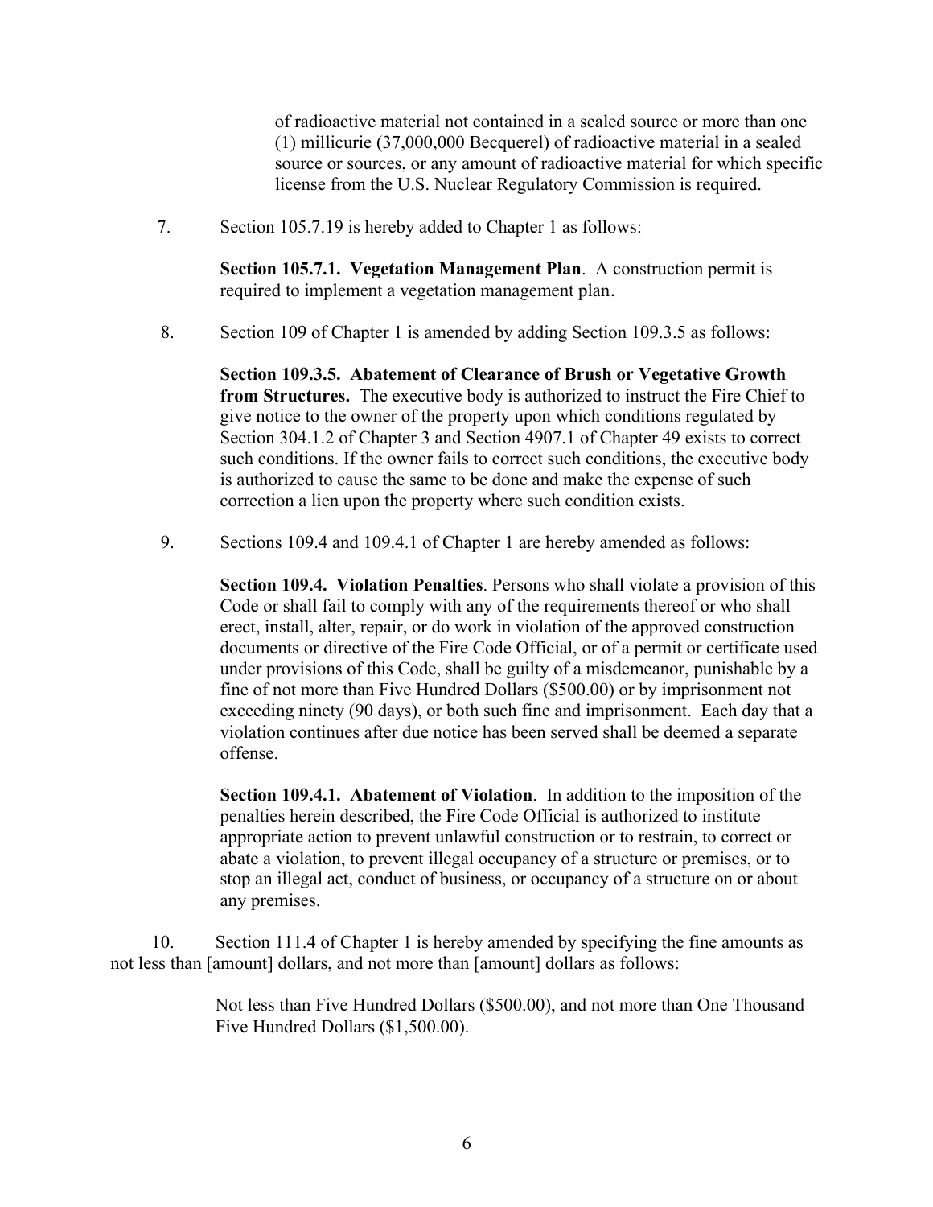of radioactive material not contained in a sealed source or more than one (1) millicurie (37,000,000 Becquerel) of radioactive material in a sealed source or sources, or any amount of radioactive material for which specific license from the U.S. Nuclear Regulatory Commission is required.

7. Section 105.7.19 is hereby added to Chapter 1 as follows:

**Section 105.7.1. Vegetation Management Plan**. A construction permit is required to implement a vegetation management plan.

8. Section 109 of Chapter 1 is amended by adding Section 109.3.5 as follows:

**Section 109.3.5. Abatement of Clearance of Brush or Vegetative Growth from Structures.** The executive body is authorized to instruct the Fire Chief to give notice to the owner of the property upon which conditions regulated by Section 304.1.2 of Chapter 3 and Section 4907.1 of Chapter 49 exists to correct such conditions. If the owner fails to correct such conditions, the executive body is authorized to cause the same to be done and make the expense of such correction a lien upon the property where such condition exists.

9. Sections 109.4 and 109.4.1 of Chapter 1 are hereby amended as follows:

**Section 109.4. Violation Penalties**. Persons who shall violate a provision of this Code or shall fail to comply with any of the requirements thereof or who shall erect, install, alter, repair, or do work in violation of the approved construction documents or directive of the Fire Code Official, or of a permit or certificate used under provisions of this Code, shall be guilty of a misdemeanor, punishable by a fine of not more than Five Hundred Dollars ($500.00) or by imprisonment not exceeding ninety (90 days), or both such fine and imprisonment. Each day that a violation continues after due notice has been served shall be deemed a separate offense.

**Section 109.4.1. Abatement of Violation**. In addition to the imposition of the penalties herein described, the Fire Code Official is authorized to institute appropriate action to prevent unlawful construction or to restrain, to correct or abate a violation, to prevent illegal occupancy of a structure or premises, or to stop an illegal act, conduct of business, or occupancy of a structure on or about any premises.

10. Section 111.4 of Chapter 1 is hereby amended by specifying the fine amounts as not less than [amount] dollars, and not more than [amount] dollars as follows:

Not less than Five Hundred Dollars ($500.00), and not more than One Thousand Five Hundred Dollars ($1,500.00).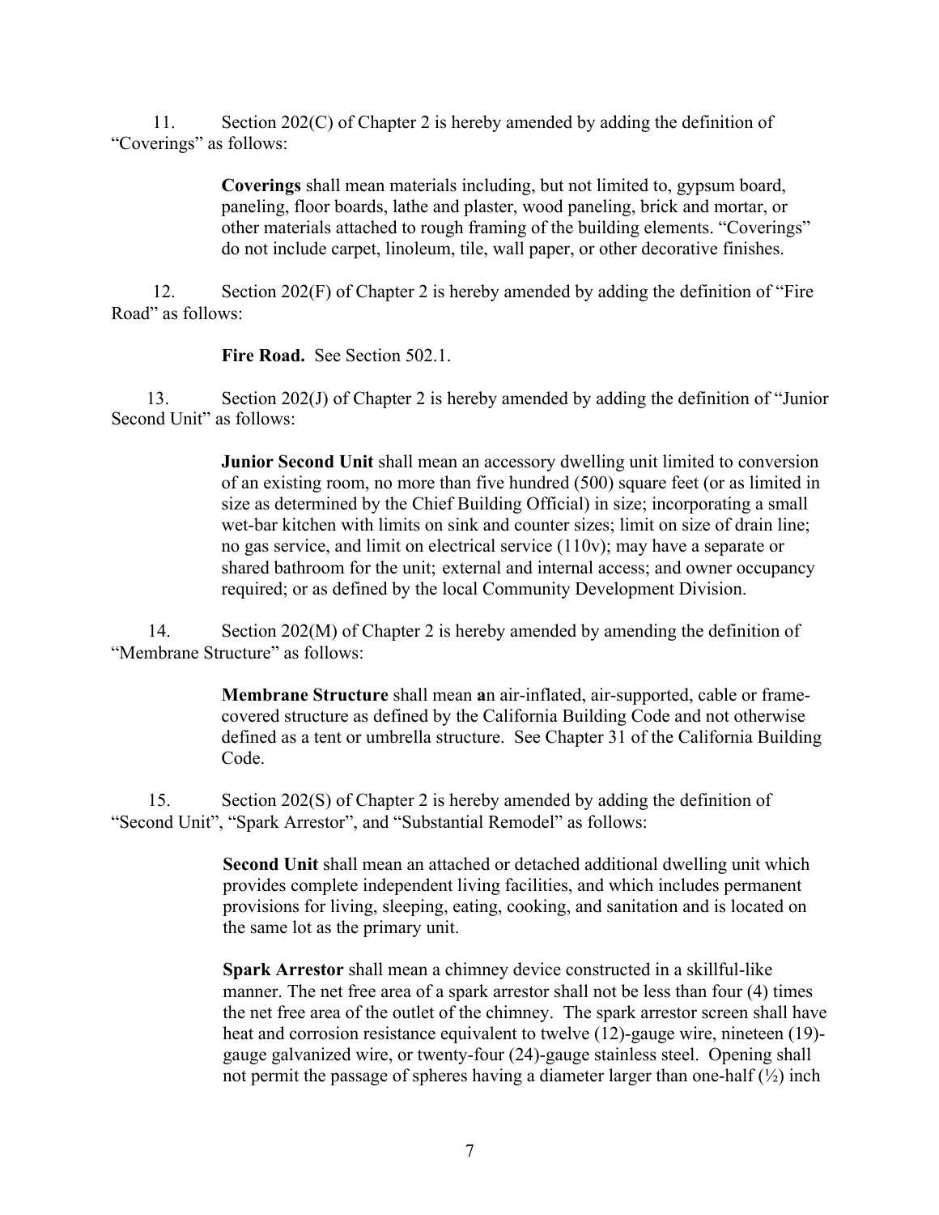11. Section 202(C) of Chapter 2 is hereby amended by adding the definition of "Coverings" as follows:

> **Coverings** shall mean materials including, but not limited to, gypsum board, paneling, floor boards, lathe and plaster, wood paneling, brick and mortar, or other materials attached to rough framing of the building elements. "Coverings" do not include carpet, linoleum, tile, wall paper, or other decorative finishes.

12. Section 202(F) of Chapter 2 is hereby amended by adding the definition of "Fire Road" as follows:

> **Fire Road.** See Section 502.1.

13. Section 202(J) of Chapter 2 is hereby amended by adding the definition of "Junior Second Unit" as follows:

> **Junior Second Unit** shall mean an accessory dwelling unit limited to conversion of an existing room, no more than five hundred (500) square feet (or as limited in size as determined by the Chief Building Official) in size; incorporating a small wet-bar kitchen with limits on sink and counter sizes; limit on size of drain line; no gas service, and limit on electrical service (110v); may have a separate or shared bathroom for the unit; external and internal access; and owner occupancy required; or as defined by the local Community Development Division.

14. Section 202(M) of Chapter 2 is hereby amended by amending the definition of "Membrane Structure" as follows:

> **Membrane Structure** shall mean **a**n air-inflated, air-supported, cable or frame-covered structure as defined by the California Building Code and not otherwise defined as a tent or umbrella structure. See Chapter 31 of the California Building Code.

15. Section 202(S) of Chapter 2 is hereby amended by adding the definition of "Second Unit", "Spark Arrestor", and "Substantial Remodel" as follows:

> **Second Unit** shall mean an attached or detached additional dwelling unit which provides complete independent living facilities, and which includes permanent provisions for living, sleeping, eating, cooking, and sanitation and is located on the same lot as the primary unit.
>
> **Spark Arrestor** shall mean a chimney device constructed in a skillful-like manner. The net free area of a spark arrestor shall not be less than four (4) times the net free area of the outlet of the chimney. The spark arrestor screen shall have heat and corrosion resistance equivalent to twelve (12)-gauge wire, nineteen (19)-gauge galvanized wire, or twenty-four (24)-gauge stainless steel. Opening shall not permit the passage of spheres having a diameter larger than one-half (½) inch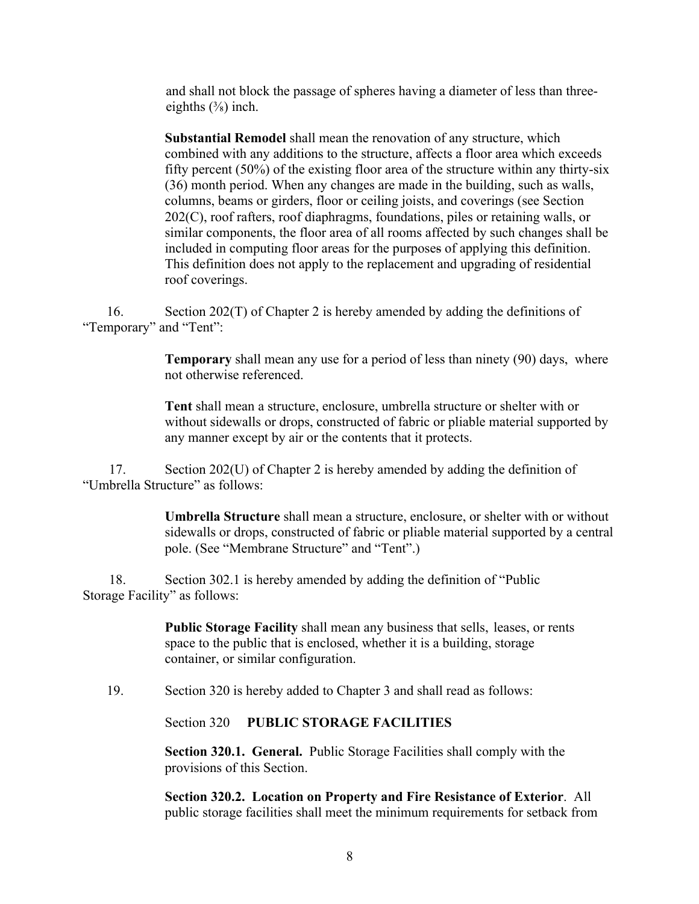and shall not block the passage of spheres having a diameter of less than three-eighths (⅜) inch.

**Substantial Remodel** shall mean the renovation of any structure, which combined with any additions to the structure, affects a floor area which exceeds fifty percent (50%) of the existing floor area of the structure within any thirty-six (36) month period. When any changes are made in the building, such as walls, columns, beams or girders, floor or ceiling joists, and coverings (see Section 202(C), roof rafters, roof diaphragms, foundations, piles or retaining walls, or similar components, the floor area of all rooms affected by such changes shall be included in computing floor areas for the purposes of applying this definition. This definition does not apply to the replacement and upgrading of residential roof coverings.

16. Section 202(T) of Chapter 2 is hereby amended by adding the definitions of "Temporary" and "Tent":

**Temporary** shall mean any use for a period of less than ninety (90) days, where not otherwise referenced.

**Tent** shall mean a structure, enclosure, umbrella structure or shelter with or without sidewalls or drops, constructed of fabric or pliable material supported by any manner except by air or the contents that it protects.

17. Section 202(U) of Chapter 2 is hereby amended by adding the definition of "Umbrella Structure" as follows:

**Umbrella Structure** shall mean a structure, enclosure, or shelter with or without sidewalls or drops, constructed of fabric or pliable material supported by a central pole. (See "Membrane Structure" and "Tent".)

18. Section 302.1 is hereby amended by adding the definition of "Public Storage Facility" as follows:

**Public Storage Facility** shall mean any business that sells, leases, or rents space to the public that is enclosed, whether it is a building, storage container, or similar configuration.

19. Section 320 is hereby added to Chapter 3 and shall read as follows:

Section 320 **PUBLIC STORAGE FACILITIES**

**Section 320.1. General.** Public Storage Facilities shall comply with the provisions of this Section.

**Section 320.2. Location on Property and Fire Resistance of Exterior**. All public storage facilities shall meet the minimum requirements for setback from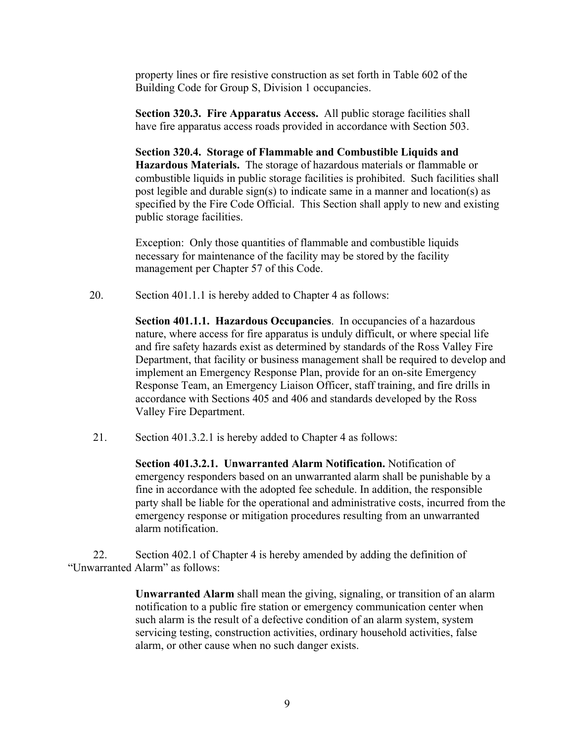property lines or fire resistive construction as set forth in Table 602 of the Building Code for Group S, Division 1 occupancies.

**Section 320.3. Fire Apparatus Access.** All public storage facilities shall have fire apparatus access roads provided in accordance with Section 503.

**Section 320.4. Storage of Flammable and Combustible Liquids and Hazardous Materials.** The storage of hazardous materials or flammable or combustible liquids in public storage facilities is prohibited. Such facilities shall post legible and durable sign(s) to indicate same in a manner and location(s) as specified by the Fire Code Official. This Section shall apply to new and existing public storage facilities.

Exception: Only those quantities of flammable and combustible liquids necessary for maintenance of the facility may be stored by the facility management per Chapter 57 of this Code.

20. Section 401.1.1 is hereby added to Chapter 4 as follows:

**Section 401.1.1. Hazardous Occupancies**. In occupancies of a hazardous nature, where access for fire apparatus is unduly difficult, or where special life and fire safety hazards exist as determined by standards of the Ross Valley Fire Department, that facility or business management shall be required to develop and implement an Emergency Response Plan, provide for an on-site Emergency Response Team, an Emergency Liaison Officer, staff training, and fire drills in accordance with Sections 405 and 406 and standards developed by the Ross Valley Fire Department.

21. Section 401.3.2.1 is hereby added to Chapter 4 as follows:

**Section 401.3.2.1. Unwarranted Alarm Notification.** Notification of emergency responders based on an unwarranted alarm shall be punishable by a fine in accordance with the adopted fee schedule. In addition, the responsible party shall be liable for the operational and administrative costs, incurred from the emergency response or mitigation procedures resulting from an unwarranted alarm notification.

22. Section 402.1 of Chapter 4 is hereby amended by adding the definition of "Unwarranted Alarm" as follows:

**Unwarranted Alarm** shall mean the giving, signaling, or transition of an alarm notification to a public fire station or emergency communication center when such alarm is the result of a defective condition of an alarm system, system servicing testing, construction activities, ordinary household activities, false alarm, or other cause when no such danger exists.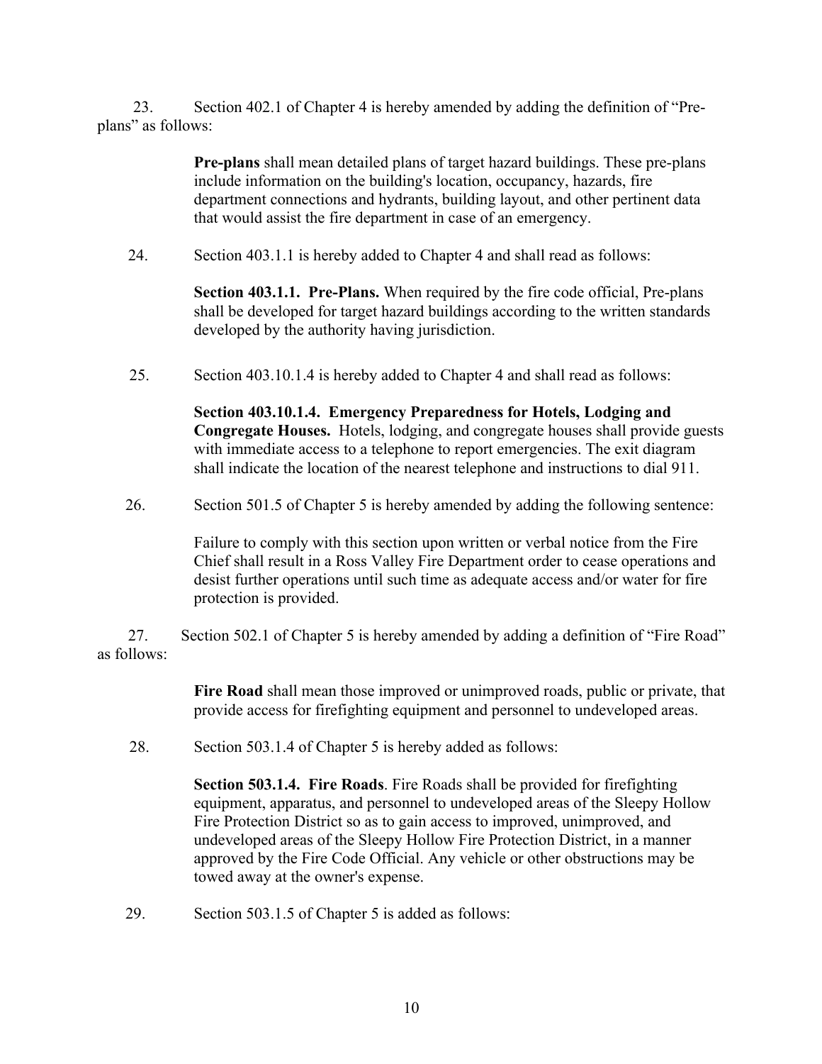23. Section 402.1 of Chapter 4 is hereby amended by adding the definition of "Pre-plans" as follows:

> **Pre-plans** shall mean detailed plans of target hazard buildings. These pre-plans include information on the building's location, occupancy, hazards, fire department connections and hydrants, building layout, and other pertinent data that would assist the fire department in case of an emergency.

24. Section 403.1.1 is hereby added to Chapter 4 and shall read as follows:

> **Section 403.1.1. Pre-Plans.** When required by the fire code official, Pre-plans shall be developed for target hazard buildings according to the written standards developed by the authority having jurisdiction.

25. Section 403.10.1.4 is hereby added to Chapter 4 and shall read as follows:

> **Section 403.10.1.4. Emergency Preparedness for Hotels, Lodging and Congregate Houses.** Hotels, lodging, and congregate houses shall provide guests with immediate access to a telephone to report emergencies. The exit diagram shall indicate the location of the nearest telephone and instructions to dial 911.

26. Section 501.5 of Chapter 5 is hereby amended by adding the following sentence:

> Failure to comply with this section upon written or verbal notice from the Fire Chief shall result in a Ross Valley Fire Department order to cease operations and desist further operations until such time as adequate access and/or water for fire protection is provided.

27. Section 502.1 of Chapter 5 is hereby amended by adding a definition of "Fire Road" as follows:

> **Fire Road** shall mean those improved or unimproved roads, public or private, that provide access for firefighting equipment and personnel to undeveloped areas.

28. Section 503.1.4 of Chapter 5 is hereby added as follows:

> **Section 503.1.4. Fire Roads**. Fire Roads shall be provided for firefighting equipment, apparatus, and personnel to undeveloped areas of the Sleepy Hollow Fire Protection District so as to gain access to improved, unimproved, and undeveloped areas of the Sleepy Hollow Fire Protection District, in a manner approved by the Fire Code Official. Any vehicle or other obstructions may be towed away at the owner's expense.

29. Section 503.1.5 of Chapter 5 is added as follows: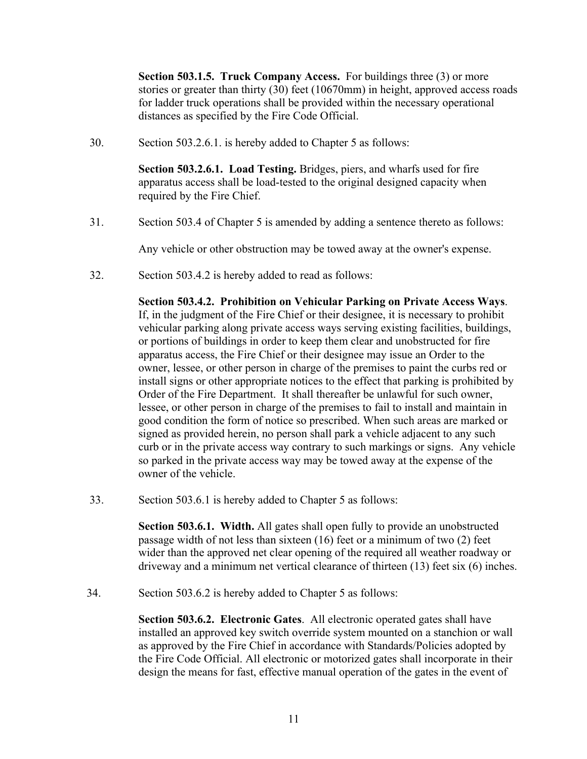**Section 503.1.5. Truck Company Access.** For buildings three (3) or more stories or greater than thirty (30) feet (10670mm) in height, approved access roads for ladder truck operations shall be provided within the necessary operational distances as specified by the Fire Code Official.

30. Section 503.2.6.1. is hereby added to Chapter 5 as follows:

    **Section 503.2.6.1. Load Testing.** Bridges, piers, and wharfs used for fire apparatus access shall be load-tested to the original designed capacity when required by the Fire Chief.

31. Section 503.4 of Chapter 5 is amended by adding a sentence thereto as follows:

    Any vehicle or other obstruction may be towed away at the owner's expense.

32. Section 503.4.2 is hereby added to read as follows:

    **Section 503.4.2. Prohibition on Vehicular Parking on Private Access Ways**. If, in the judgment of the Fire Chief or their designee, it is necessary to prohibit vehicular parking along private access ways serving existing facilities, buildings, or portions of buildings in order to keep them clear and unobstructed for fire apparatus access, the Fire Chief or their designee may issue an Order to the owner, lessee, or other person in charge of the premises to paint the curbs red or install signs or other appropriate notices to the effect that parking is prohibited by Order of the Fire Department. It shall thereafter be unlawful for such owner, lessee, or other person in charge of the premises to fail to install and maintain in good condition the form of notice so prescribed. When such areas are marked or signed as provided herein, no person shall park a vehicle adjacent to any such curb or in the private access way contrary to such markings or signs. Any vehicle so parked in the private access way may be towed away at the expense of the owner of the vehicle.

33. Section 503.6.1 is hereby added to Chapter 5 as follows:

    **Section 503.6.1. Width.** All gates shall open fully to provide an unobstructed passage width of not less than sixteen (16) feet or a minimum of two (2) feet wider than the approved net clear opening of the required all weather roadway or driveway and a minimum net vertical clearance of thirteen (13) feet six (6) inches.

34. Section 503.6.2 is hereby added to Chapter 5 as follows:

    **Section 503.6.2. Electronic Gates**. All electronic operated gates shall have installed an approved key switch override system mounted on a stanchion or wall as approved by the Fire Chief in accordance with Standards/Policies adopted by the Fire Code Official. All electronic or motorized gates shall incorporate in their design the means for fast, effective manual operation of the gates in the event of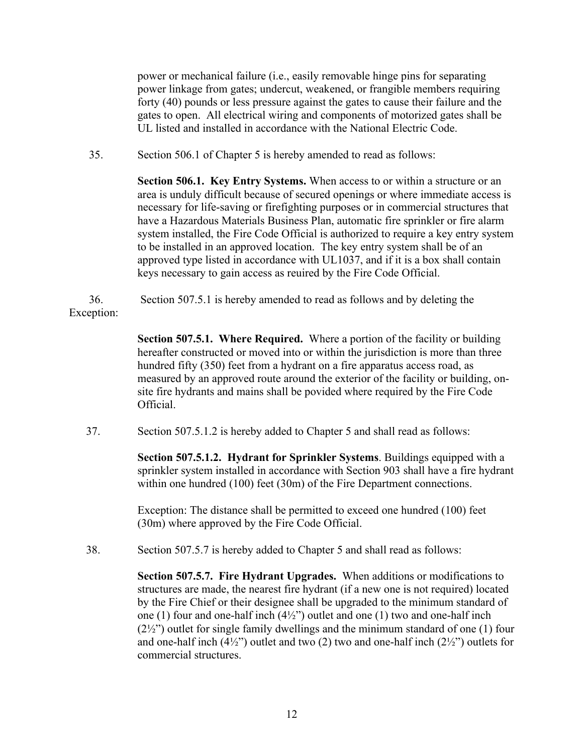power or mechanical failure (i.e., easily removable hinge pins for separating power linkage from gates; undercut, weakened, or frangible members requiring forty (40) pounds or less pressure against the gates to cause their failure and the gates to open. All electrical wiring and components of motorized gates shall be UL listed and installed in accordance with the National Electric Code.

35. Section 506.1 of Chapter 5 is hereby amended to read as follows:

**Section 506.1. Key Entry Systems.** When access to or within a structure or an area is unduly difficult because of secured openings or where immediate access is necessary for life-saving or firefighting purposes or in commercial structures that have a Hazardous Materials Business Plan, automatic fire sprinkler or fire alarm system installed, the Fire Code Official is authorized to require a key entry system to be installed in an approved location. The key entry system shall be of an approved type listed in accordance with UL1037, and if it is a box shall contain keys necessary to gain access as reuired by the Fire Code Official.

36. Section 507.5.1 is hereby amended to read as follows and by deleting the Exception:

**Section 507.5.1. Where Required.** Where a portion of the facility or building hereafter constructed or moved into or within the jurisdiction is more than three hundred fifty (350) feet from a hydrant on a fire apparatus access road, as measured by an approved route around the exterior of the facility or building, on-site fire hydrants and mains shall be povided where required by the Fire Code Official.

37. Section 507.5.1.2 is hereby added to Chapter 5 and shall read as follows:

**Section 507.5.1.2. Hydrant for Sprinkler Systems**. Buildings equipped with a sprinkler system installed in accordance with Section 903 shall have a fire hydrant within one hundred (100) feet (30m) of the Fire Department connections.

Exception: The distance shall be permitted to exceed one hundred (100) feet (30m) where approved by the Fire Code Official.

38. Section 507.5.7 is hereby added to Chapter 5 and shall read as follows:

**Section 507.5.7. Fire Hydrant Upgrades.** When additions or modifications to structures are made, the nearest fire hydrant (if a new one is not required) located by the Fire Chief or their designee shall be upgraded to the minimum standard of one (1) four and one-half inch (4½") outlet and one (1) two and one-half inch (2½") outlet for single family dwellings and the minimum standard of one (1) four and one-half inch (4½") outlet and two (2) two and one-half inch (2½") outlets for commercial structures.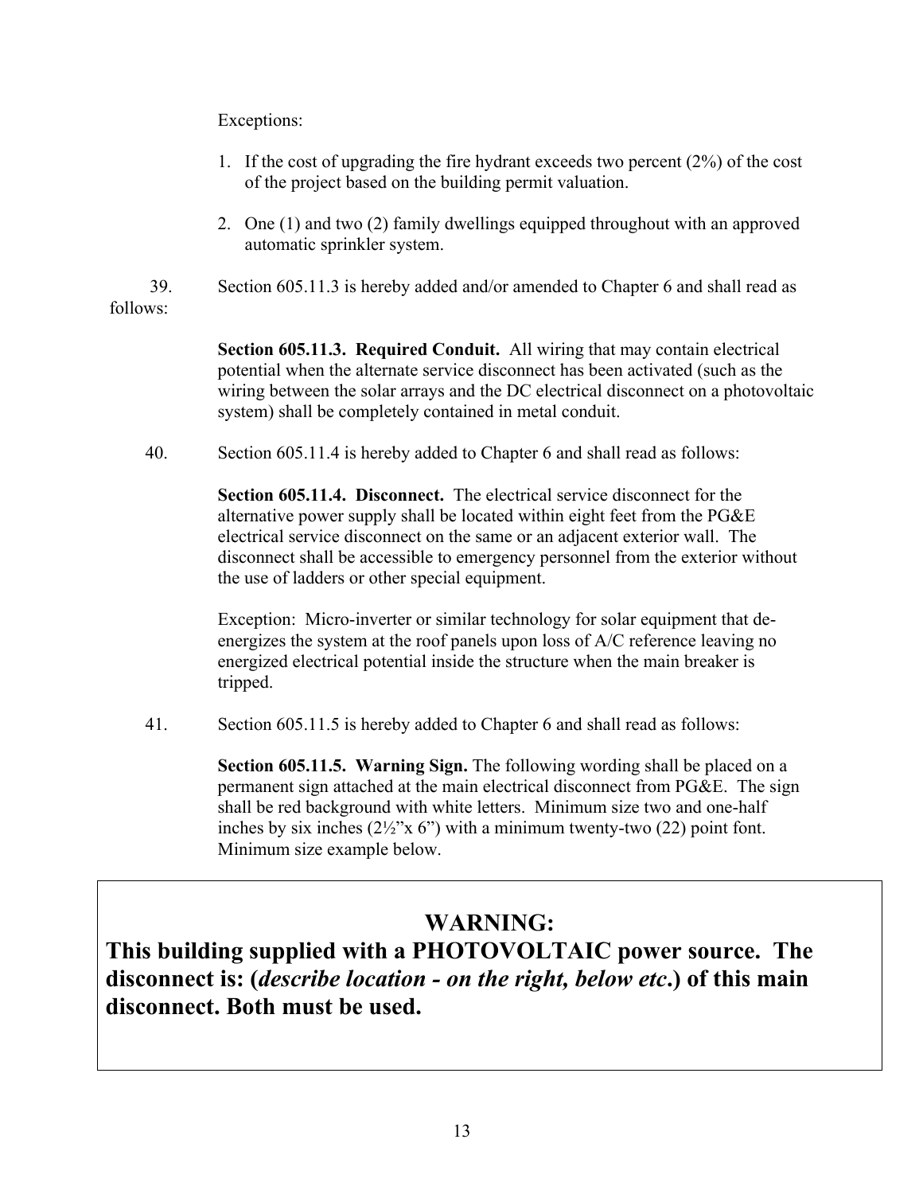Exceptions:

1. If the cost of upgrading the fire hydrant exceeds two percent (2%) of the cost of the project based on the building permit valuation.

2. One (1) and two (2) family dwellings equipped throughout with an approved automatic sprinkler system.

39. Section 605.11.3 is hereby added and/or amended to Chapter 6 and shall read as follows:

**Section 605.11.3. Required Conduit.** All wiring that may contain electrical potential when the alternate service disconnect has been activated (such as the wiring between the solar arrays and the DC electrical disconnect on a photovoltaic system) shall be completely contained in metal conduit.

40. Section 605.11.4 is hereby added to Chapter 6 and shall read as follows:

**Section 605.11.4. Disconnect.** The electrical service disconnect for the alternative power supply shall be located within eight feet from the PG&E electrical service disconnect on the same or an adjacent exterior wall. The disconnect shall be accessible to emergency personnel from the exterior without the use of ladders or other special equipment.

Exception: Micro-inverter or similar technology for solar equipment that de-energizes the system at the roof panels upon loss of A/C reference leaving no energized electrical potential inside the structure when the main breaker is tripped.

41. Section 605.11.5 is hereby added to Chapter 6 and shall read as follows:

**Section 605.11.5. Warning Sign.** The following wording shall be placed on a permanent sign attached at the main electrical disconnect from PG&E. The sign shall be red background with white letters. Minimum size two and one-half inches by six inches (2½"x 6") with a minimum twenty-two (22) point font. Minimum size example below.

**WARNING:**
**This building supplied with a PHOTOVOLTAIC power source. The disconnect is: (*describe location - on the right, below etc*.) of this main disconnect. Both must be used.**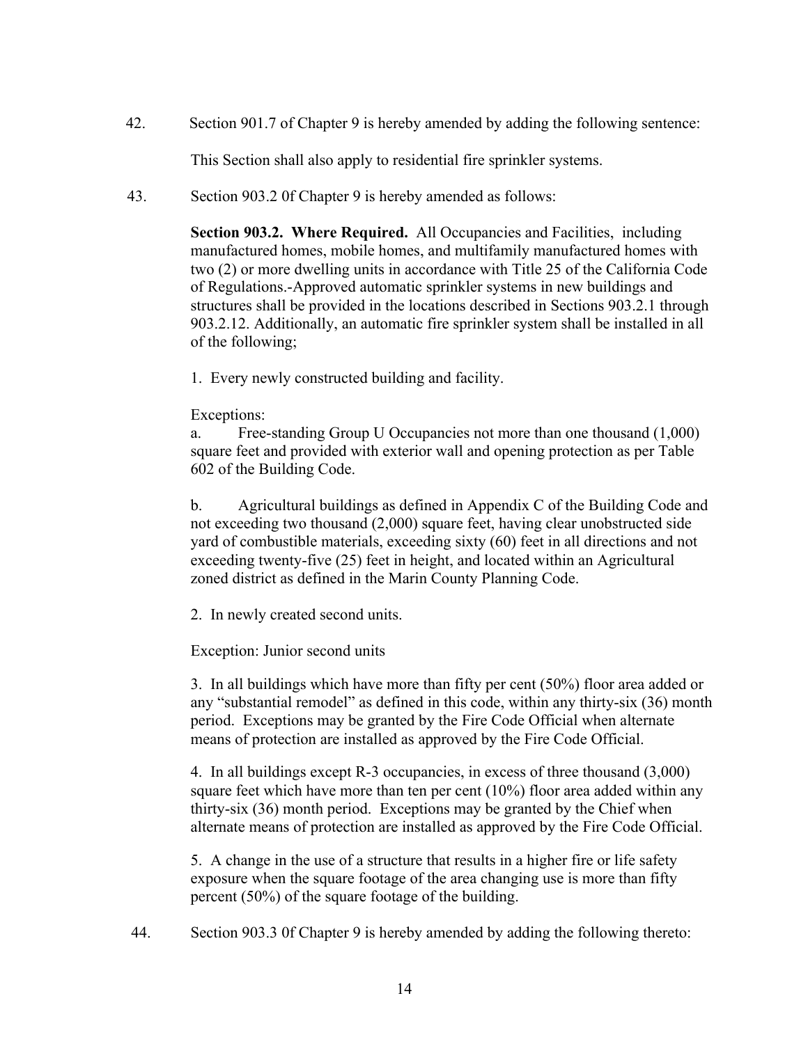42. Section 901.7 of Chapter 9 is hereby amended by adding the following sentence:

    This Section shall also apply to residential fire sprinkler systems.

43. Section 903.2 0f Chapter 9 is hereby amended as follows:

    **Section 903.2. Where Required.** All Occupancies and Facilities, including manufactured homes, mobile homes, and multifamily manufactured homes with two (2) or more dwelling units in accordance with Title 25 of the California Code of Regulations.-Approved automatic sprinkler systems in new buildings and structures shall be provided in the locations described in Sections 903.2.1 through 903.2.12. Additionally, an automatic fire sprinkler system shall be installed in all of the following;

    1. Every newly constructed building and facility.

    Exceptions:

    a. Free-standing Group U Occupancies not more than one thousand (1,000) square feet and provided with exterior wall and opening protection as per Table 602 of the Building Code.

    b. Agricultural buildings as defined in Appendix C of the Building Code and not exceeding two thousand (2,000) square feet, having clear unobstructed side yard of combustible materials, exceeding sixty (60) feet in all directions and not exceeding twenty-five (25) feet in height, and located within an Agricultural zoned district as defined in the Marin County Planning Code.

    2. In newly created second units.

    Exception: Junior second units

    3. In all buildings which have more than fifty per cent (50%) floor area added or any "substantial remodel" as defined in this code, within any thirty-six (36) month period. Exceptions may be granted by the Fire Code Official when alternate means of protection are installed as approved by the Fire Code Official.

    4. In all buildings except R-3 occupancies, in excess of three thousand (3,000) square feet which have more than ten per cent (10%) floor area added within any thirty-six (36) month period. Exceptions may be granted by the Chief when alternate means of protection are installed as approved by the Fire Code Official.

    5. A change in the use of a structure that results in a higher fire or life safety exposure when the square footage of the area changing use is more than fifty percent (50%) of the square footage of the building.

44. Section 903.3 0f Chapter 9 is hereby amended by adding the following thereto: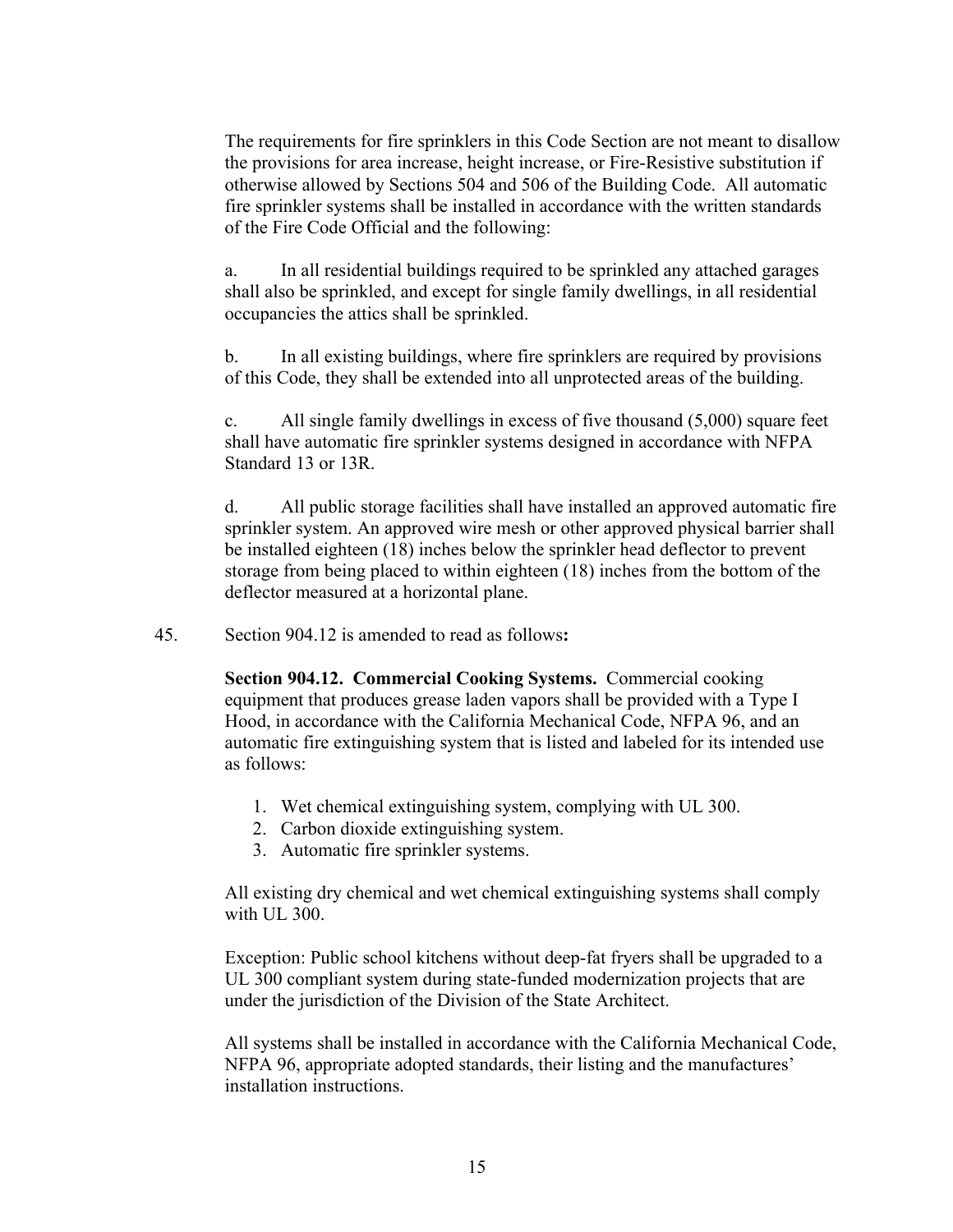The requirements for fire sprinklers in this Code Section are not meant to disallow the provisions for area increase, height increase, or Fire-Resistive substitution if otherwise allowed by Sections 504 and 506 of the Building Code. All automatic fire sprinkler systems shall be installed in accordance with the written standards of the Fire Code Official and the following:

a. In all residential buildings required to be sprinkled any attached garages shall also be sprinkled, and except for single family dwellings, in all residential occupancies the attics shall be sprinkled.

b. In all existing buildings, where fire sprinklers are required by provisions of this Code, they shall be extended into all unprotected areas of the building.

c. All single family dwellings in excess of five thousand (5,000) square feet shall have automatic fire sprinkler systems designed in accordance with NFPA Standard 13 or 13R.

d. All public storage facilities shall have installed an approved automatic fire sprinkler system. An approved wire mesh or other approved physical barrier shall be installed eighteen (18) inches below the sprinkler head deflector to prevent storage from being placed to within eighteen (18) inches from the bottom of the deflector measured at a horizontal plane.

45. Section 904.12 is amended to read as follows**:**

**Section 904.12. Commercial Cooking Systems.** Commercial cooking equipment that produces grease laden vapors shall be provided with a Type I Hood, in accordance with the California Mechanical Code, NFPA 96, and an automatic fire extinguishing system that is listed and labeled for its intended use as follows:

1. Wet chemical extinguishing system, complying with UL 300.
2. Carbon dioxide extinguishing system.
3. Automatic fire sprinkler systems.

All existing dry chemical and wet chemical extinguishing systems shall comply with UL 300.

Exception: Public school kitchens without deep-fat fryers shall be upgraded to a UL 300 compliant system during state-funded modernization projects that are under the jurisdiction of the Division of the State Architect.

All systems shall be installed in accordance with the California Mechanical Code, NFPA 96, appropriate adopted standards, their listing and the manufactures' installation instructions.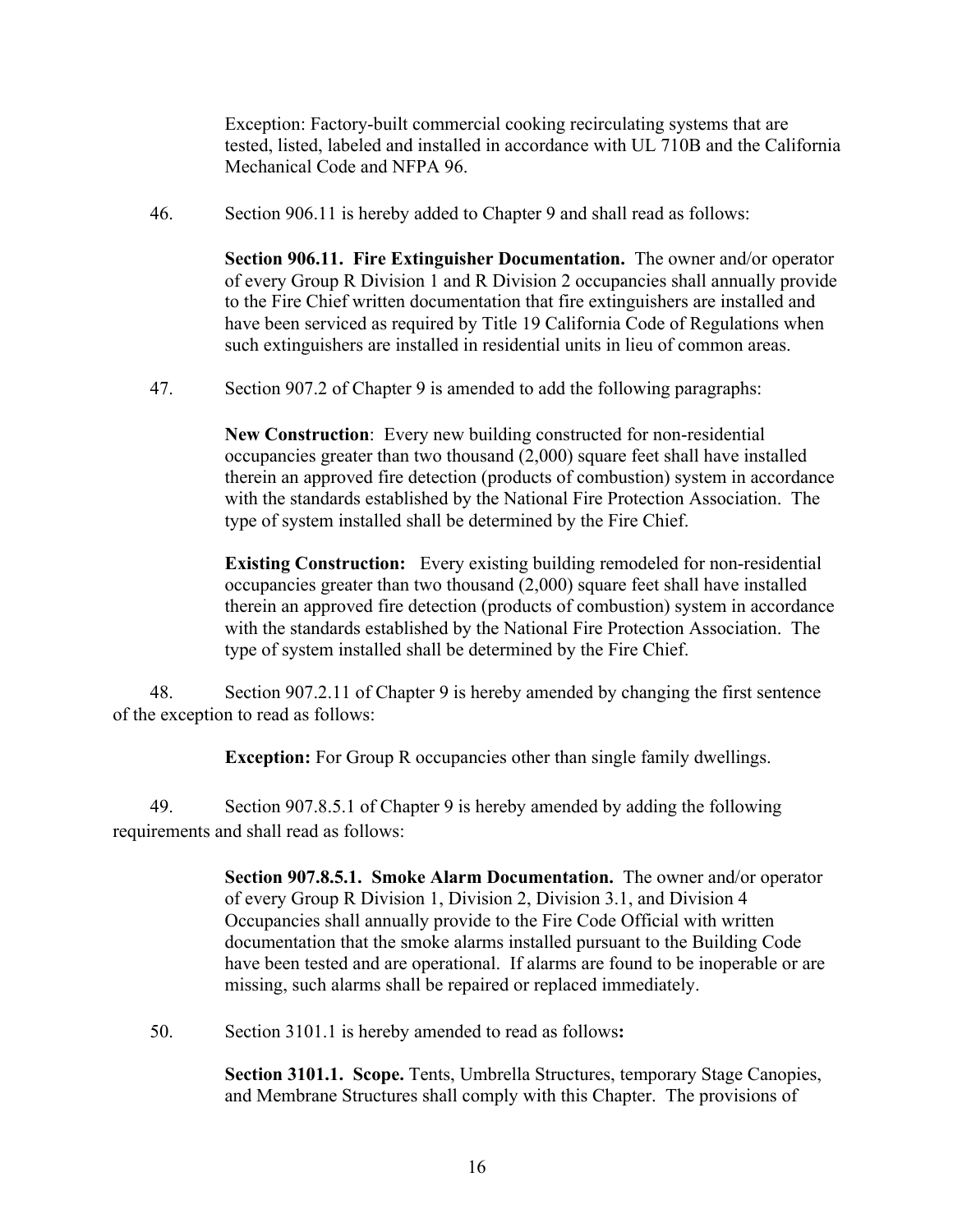Exception: Factory-built commercial cooking recirculating systems that are tested, listed, labeled and installed in accordance with UL 710B and the California Mechanical Code and NFPA 96.

46. Section 906.11 is hereby added to Chapter 9 and shall read as follows:

**Section 906.11. Fire Extinguisher Documentation.** The owner and/or operator of every Group R Division 1 and R Division 2 occupancies shall annually provide to the Fire Chief written documentation that fire extinguishers are installed and have been serviced as required by Title 19 California Code of Regulations when such extinguishers are installed in residential units in lieu of common areas.

47. Section 907.2 of Chapter 9 is amended to add the following paragraphs:

**New Construction**: Every new building constructed for non-residential occupancies greater than two thousand (2,000) square feet shall have installed therein an approved fire detection (products of combustion) system in accordance with the standards established by the National Fire Protection Association. The type of system installed shall be determined by the Fire Chief.

**Existing Construction:** Every existing building remodeled for non-residential occupancies greater than two thousand (2,000) square feet shall have installed therein an approved fire detection (products of combustion) system in accordance with the standards established by the National Fire Protection Association. The type of system installed shall be determined by the Fire Chief.

48. Section 907.2.11 of Chapter 9 is hereby amended by changing the first sentence of the exception to read as follows:

**Exception:** For Group R occupancies other than single family dwellings.

49. Section 907.8.5.1 of Chapter 9 is hereby amended by adding the following requirements and shall read as follows:

**Section 907.8.5.1. Smoke Alarm Documentation.** The owner and/or operator of every Group R Division 1, Division 2, Division 3.1, and Division 4 Occupancies shall annually provide to the Fire Code Official with written documentation that the smoke alarms installed pursuant to the Building Code have been tested and are operational. If alarms are found to be inoperable or are missing, such alarms shall be repaired or replaced immediately.

50. Section 3101.1 is hereby amended to read as follows**:**

**Section 3101.1. Scope.** Tents, Umbrella Structures, temporary Stage Canopies, and Membrane Structures shall comply with this Chapter. The provisions of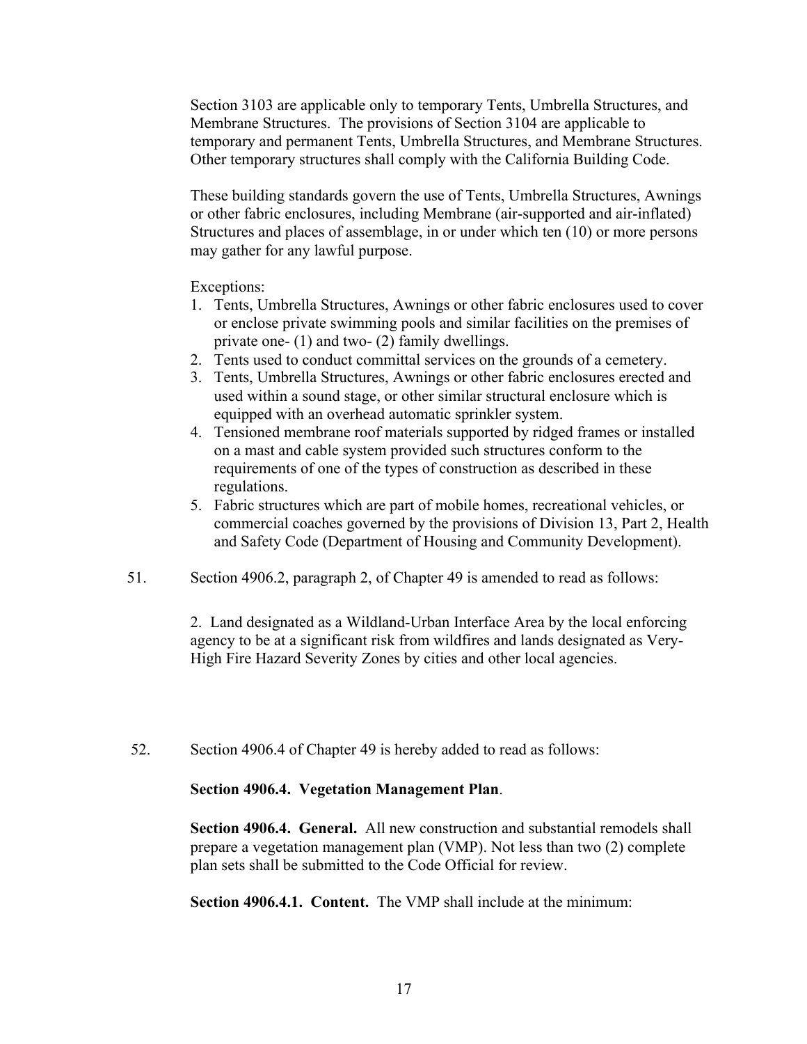Section 3103 are applicable only to temporary Tents, Umbrella Structures, and Membrane Structures. The provisions of Section 3104 are applicable to temporary and permanent Tents, Umbrella Structures, and Membrane Structures. Other temporary structures shall comply with the California Building Code.

These building standards govern the use of Tents, Umbrella Structures, Awnings or other fabric enclosures, including Membrane (air-supported and air-inflated) Structures and places of assemblage, in or under which ten (10) or more persons may gather for any lawful purpose.

Exceptions:

1. Tents, Umbrella Structures, Awnings or other fabric enclosures used to cover or enclose private swimming pools and similar facilities on the premises of private one- (1) and two- (2) family dwellings.
2. Tents used to conduct committal services on the grounds of a cemetery.
3. Tents, Umbrella Structures, Awnings or other fabric enclosures erected and used within a sound stage, or other similar structural enclosure which is equipped with an overhead automatic sprinkler system.
4. Tensioned membrane roof materials supported by ridged frames or installed on a mast and cable system provided such structures conform to the requirements of one of the types of construction as described in these regulations.
5. Fabric structures which are part of mobile homes, recreational vehicles, or commercial coaches governed by the provisions of Division 13, Part 2, Health and Safety Code (Department of Housing and Community Development).

51. Section 4906.2, paragraph 2, of Chapter 49 is amended to read as follows:

2. Land designated as a Wildland-Urban Interface Area by the local enforcing agency to be at a significant risk from wildfires and lands designated as Very-High Fire Hazard Severity Zones by cities and other local agencies.

52. Section 4906.4 of Chapter 49 is hereby added to read as follows:

**Section 4906.4. Vegetation Management Plan**.

**Section 4906.4. General.** All new construction and substantial remodels shall prepare a vegetation management plan (VMP). Not less than two (2) complete plan sets shall be submitted to the Code Official for review.

**Section 4906.4.1. Content.** The VMP shall include at the minimum: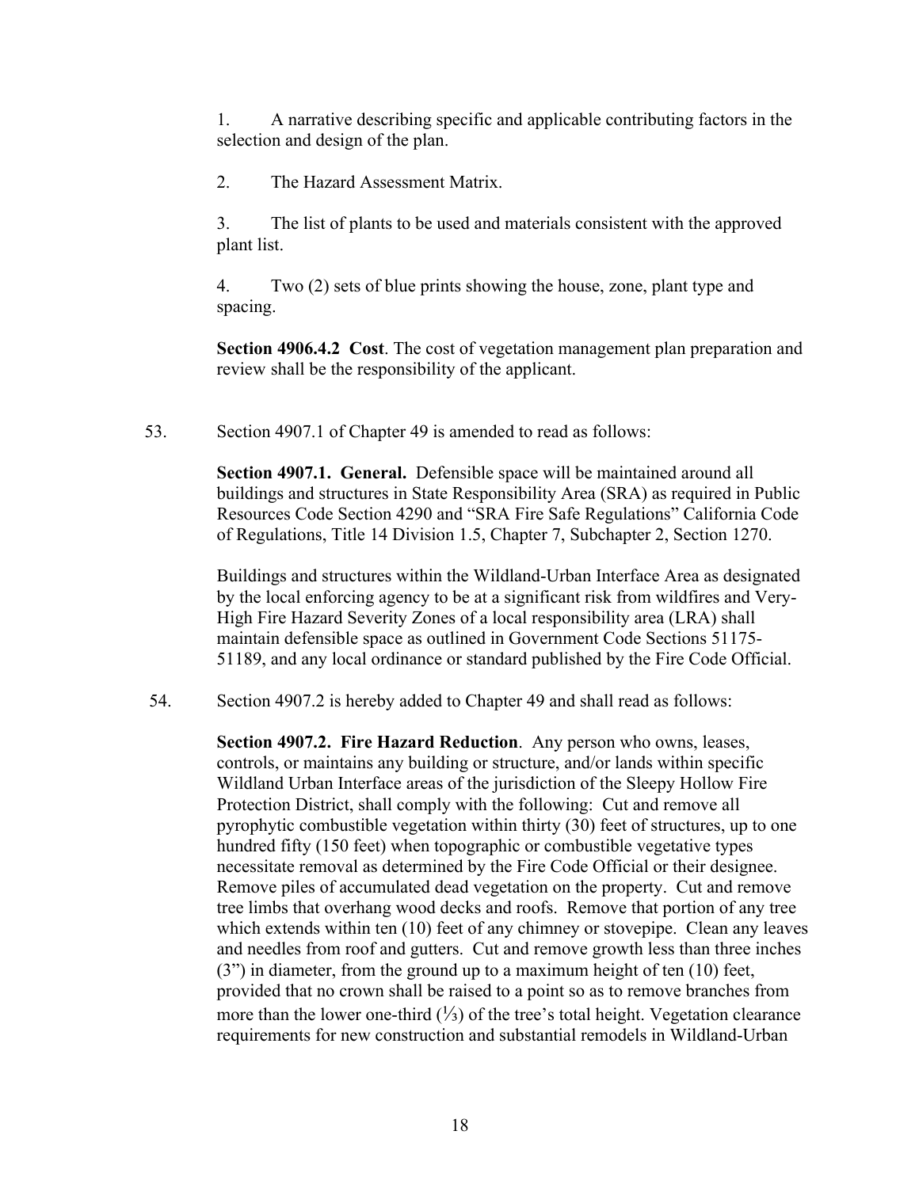1. A narrative describing specific and applicable contributing factors in the selection and design of the plan.

2. The Hazard Assessment Matrix.

3. The list of plants to be used and materials consistent with the approved plant list.

4. Two (2) sets of blue prints showing the house, zone, plant type and spacing.

**Section 4906.4.2 Cost**. The cost of vegetation management plan preparation and review shall be the responsibility of the applicant.

53. Section 4907.1 of Chapter 49 is amended to read as follows:

**Section 4907.1. General.** Defensible space will be maintained around all buildings and structures in State Responsibility Area (SRA) as required in Public Resources Code Section 4290 and "SRA Fire Safe Regulations" California Code of Regulations, Title 14 Division 1.5, Chapter 7, Subchapter 2, Section 1270.

Buildings and structures within the Wildland-Urban Interface Area as designated by the local enforcing agency to be at a significant risk from wildfires and Very-High Fire Hazard Severity Zones of a local responsibility area (LRA) shall maintain defensible space as outlined in Government Code Sections 51175-51189, and any local ordinance or standard published by the Fire Code Official.

54. Section 4907.2 is hereby added to Chapter 49 and shall read as follows:

**Section 4907.2. Fire Hazard Reduction**. Any person who owns, leases, controls, or maintains any building or structure, and/or lands within specific Wildland Urban Interface areas of the jurisdiction of the Sleepy Hollow Fire Protection District, shall comply with the following: Cut and remove all pyrophytic combustible vegetation within thirty (30) feet of structures, up to one hundred fifty (150 feet) when topographic or combustible vegetative types necessitate removal as determined by the Fire Code Official or their designee. Remove piles of accumulated dead vegetation on the property. Cut and remove tree limbs that overhang wood decks and roofs. Remove that portion of any tree which extends within ten (10) feet of any chimney or stovepipe. Clean any leaves and needles from roof and gutters. Cut and remove growth less than three inches (3") in diameter, from the ground up to a maximum height of ten (10) feet, provided that no crown shall be raised to a point so as to remove branches from more than the lower one-third (⅓) of the tree's total height. Vegetation clearance requirements for new construction and substantial remodels in Wildland-Urban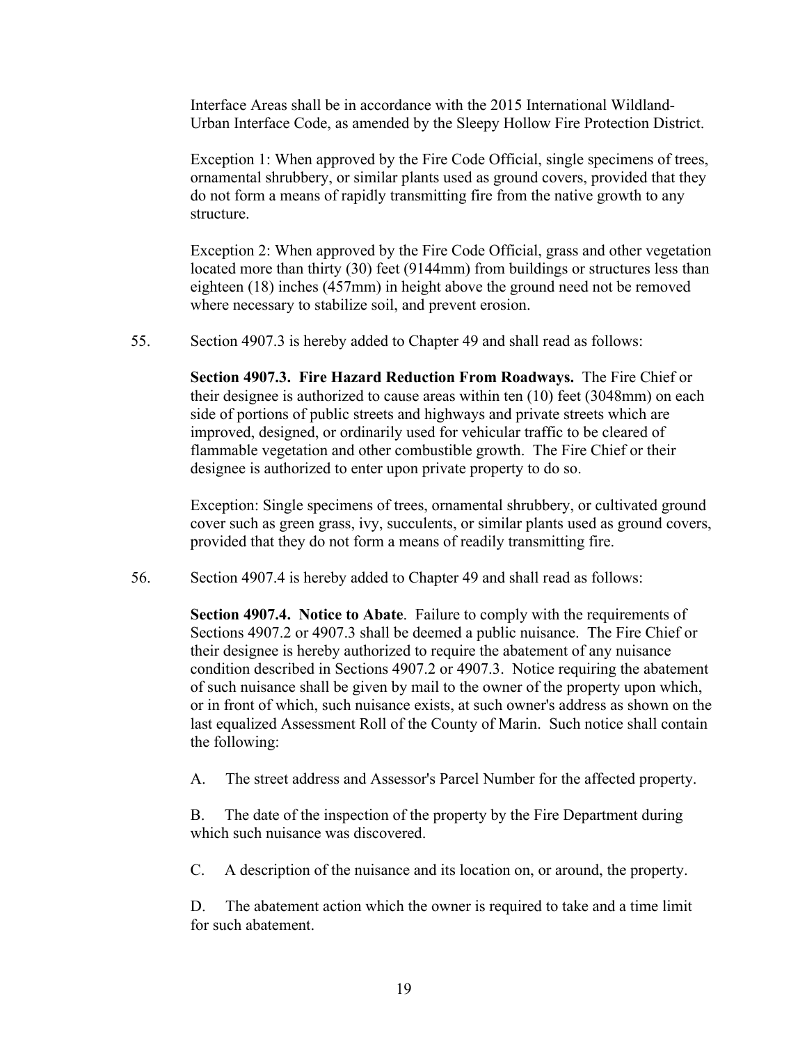Interface Areas shall be in accordance with the 2015 International Wildland-Urban Interface Code, as amended by the Sleepy Hollow Fire Protection District.

Exception 1: When approved by the Fire Code Official, single specimens of trees, ornamental shrubbery, or similar plants used as ground covers, provided that they do not form a means of rapidly transmitting fire from the native growth to any structure.

Exception 2: When approved by the Fire Code Official, grass and other vegetation located more than thirty (30) feet (9144mm) from buildings or structures less than eighteen (18) inches (457mm) in height above the ground need not be removed where necessary to stabilize soil, and prevent erosion.

55. Section 4907.3 is hereby added to Chapter 49 and shall read as follows:

**Section 4907.3. Fire Hazard Reduction From Roadways.** The Fire Chief or their designee is authorized to cause areas within ten (10) feet (3048mm) on each side of portions of public streets and highways and private streets which are improved, designed, or ordinarily used for vehicular traffic to be cleared of flammable vegetation and other combustible growth. The Fire Chief or their designee is authorized to enter upon private property to do so.

Exception: Single specimens of trees, ornamental shrubbery, or cultivated ground cover such as green grass, ivy, succulents, or similar plants used as ground covers, provided that they do not form a means of readily transmitting fire.

56. Section 4907.4 is hereby added to Chapter 49 and shall read as follows:

**Section 4907.4. Notice to Abate**. Failure to comply with the requirements of Sections 4907.2 or 4907.3 shall be deemed a public nuisance. The Fire Chief or their designee is hereby authorized to require the abatement of any nuisance condition described in Sections 4907.2 or 4907.3. Notice requiring the abatement of such nuisance shall be given by mail to the owner of the property upon which, or in front of which, such nuisance exists, at such owner's address as shown on the last equalized Assessment Roll of the County of Marin. Such notice shall contain the following:

A. The street address and Assessor's Parcel Number for the affected property.

B. The date of the inspection of the property by the Fire Department during which such nuisance was discovered.

C. A description of the nuisance and its location on, or around, the property.

D. The abatement action which the owner is required to take and a time limit for such abatement.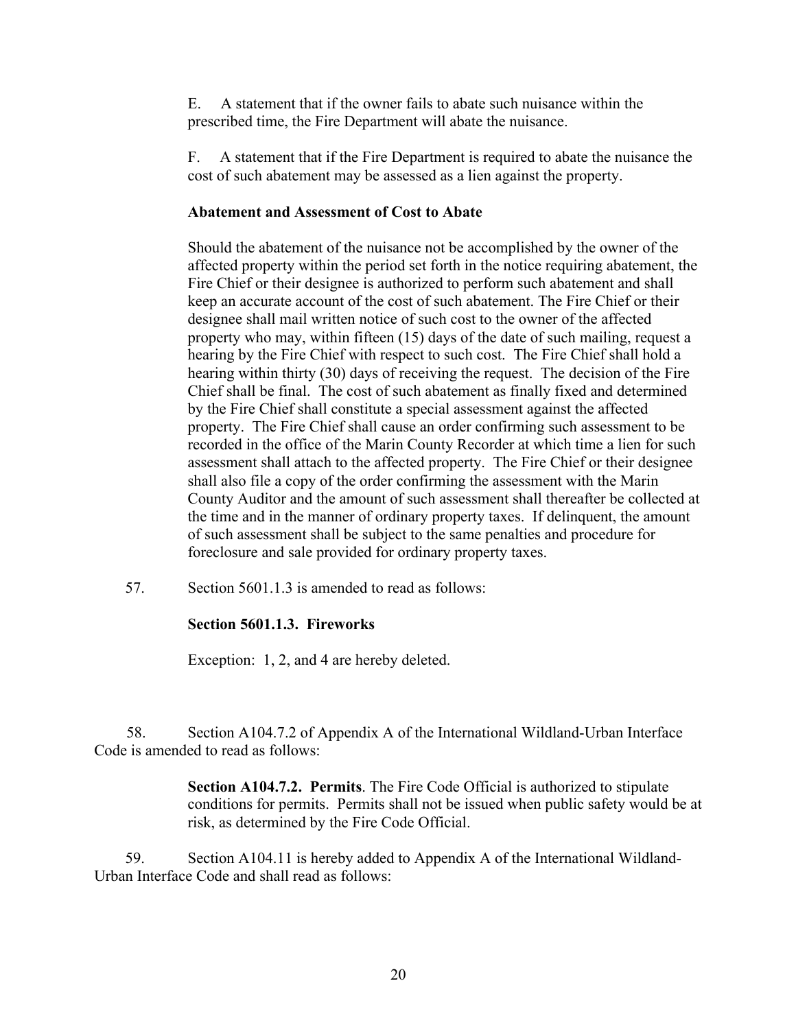E. A statement that if the owner fails to abate such nuisance within the prescribed time, the Fire Department will abate the nuisance.

F. A statement that if the Fire Department is required to abate the nuisance the cost of such abatement may be assessed as a lien against the property.

**Abatement and Assessment of Cost to Abate**

Should the abatement of the nuisance not be accomplished by the owner of the affected property within the period set forth in the notice requiring abatement, the Fire Chief or their designee is authorized to perform such abatement and shall keep an accurate account of the cost of such abatement. The Fire Chief or their designee shall mail written notice of such cost to the owner of the affected property who may, within fifteen (15) days of the date of such mailing, request a hearing by the Fire Chief with respect to such cost. The Fire Chief shall hold a hearing within thirty (30) days of receiving the request. The decision of the Fire Chief shall be final. The cost of such abatement as finally fixed and determined by the Fire Chief shall constitute a special assessment against the affected property. The Fire Chief shall cause an order confirming such assessment to be recorded in the office of the Marin County Recorder at which time a lien for such assessment shall attach to the affected property. The Fire Chief or their designee shall also file a copy of the order confirming the assessment with the Marin County Auditor and the amount of such assessment shall thereafter be collected at the time and in the manner of ordinary property taxes. If delinquent, the amount of such assessment shall be subject to the same penalties and procedure for foreclosure and sale provided for ordinary property taxes.

57. Section 5601.1.3 is amended to read as follows:

**Section 5601.1.3. Fireworks**

Exception: 1, 2, and 4 are hereby deleted.

58. Section A104.7.2 of Appendix A of the International Wildland-Urban Interface Code is amended to read as follows:

**Section A104.7.2. Permits**. The Fire Code Official is authorized to stipulate conditions for permits. Permits shall not be issued when public safety would be at risk, as determined by the Fire Code Official.

59. Section A104.11 is hereby added to Appendix A of the International Wildland-Urban Interface Code and shall read as follows: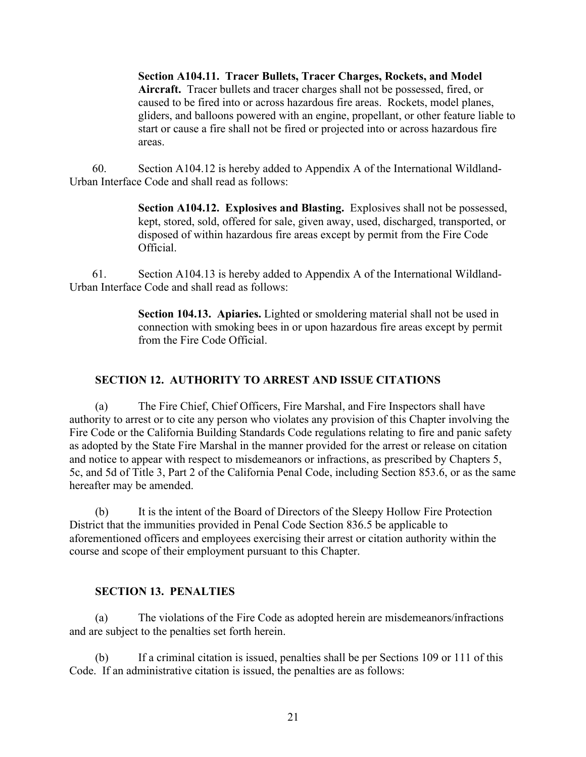> **Section A104.11. Tracer Bullets, Tracer Charges, Rockets, and Model Aircraft.** Tracer bullets and tracer charges shall not be possessed, fired, or caused to be fired into or across hazardous fire areas. Rockets, model planes, gliders, and balloons powered with an engine, propellant, or other feature liable to start or cause a fire shall not be fired or projected into or across hazardous fire areas.

60. Section A104.12 is hereby added to Appendix A of the International Wildland-Urban Interface Code and shall read as follows:

> **Section A104.12. Explosives and Blasting.** Explosives shall not be possessed, kept, stored, sold, offered for sale, given away, used, discharged, transported, or disposed of within hazardous fire areas except by permit from the Fire Code Official.

61. Section A104.13 is hereby added to Appendix A of the International Wildland-Urban Interface Code and shall read as follows:

> **Section 104.13. Apiaries.** Lighted or smoldering material shall not be used in connection with smoking bees in or upon hazardous fire areas except by permit from the Fire Code Official.

## SECTION 12. AUTHORITY TO ARREST AND ISSUE CITATIONS

(a) The Fire Chief, Chief Officers, Fire Marshal, and Fire Inspectors shall have authority to arrest or to cite any person who violates any provision of this Chapter involving the Fire Code or the California Building Standards Code regulations relating to fire and panic safety as adopted by the State Fire Marshal in the manner provided for the arrest or release on citation and notice to appear with respect to misdemeanors or infractions, as prescribed by Chapters 5, 5c, and 5d of Title 3, Part 2 of the California Penal Code, including Section 853.6, or as the same hereafter may be amended.

(b) It is the intent of the Board of Directors of the Sleepy Hollow Fire Protection District that the immunities provided in Penal Code Section 836.5 be applicable to aforementioned officers and employees exercising their arrest or citation authority within the course and scope of their employment pursuant to this Chapter.

## SECTION 13. PENALTIES

(a) The violations of the Fire Code as adopted herein are misdemeanors/infractions and are subject to the penalties set forth herein.

(b) If a criminal citation is issued, penalties shall be per Sections 109 or 111 of this Code. If an administrative citation is issued, the penalties are as follows: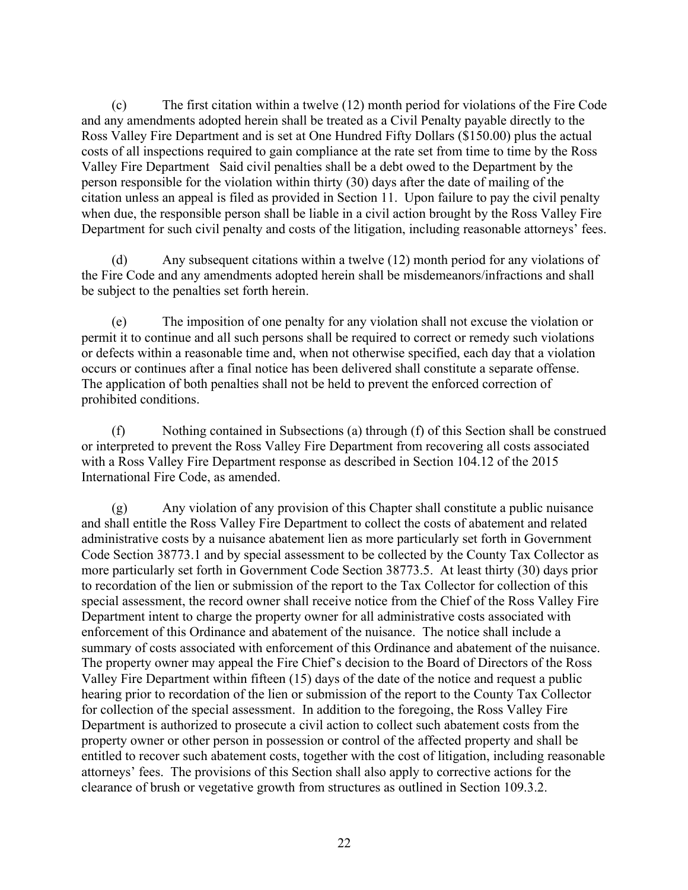(c) The first citation within a twelve (12) month period for violations of the Fire Code and any amendments adopted herein shall be treated as a Civil Penalty payable directly to the Ross Valley Fire Department and is set at One Hundred Fifty Dollars ($150.00) plus the actual costs of all inspections required to gain compliance at the rate set from time to time by the Ross Valley Fire Department Said civil penalties shall be a debt owed to the Department by the person responsible for the violation within thirty (30) days after the date of mailing of the citation unless an appeal is filed as provided in Section 11. Upon failure to pay the civil penalty when due, the responsible person shall be liable in a civil action brought by the Ross Valley Fire Department for such civil penalty and costs of the litigation, including reasonable attorneys' fees.

(d) Any subsequent citations within a twelve (12) month period for any violations of the Fire Code and any amendments adopted herein shall be misdemeanors/infractions and shall be subject to the penalties set forth herein.

(e) The imposition of one penalty for any violation shall not excuse the violation or permit it to continue and all such persons shall be required to correct or remedy such violations or defects within a reasonable time and, when not otherwise specified, each day that a violation occurs or continues after a final notice has been delivered shall constitute a separate offense. The application of both penalties shall not be held to prevent the enforced correction of prohibited conditions.

(f) Nothing contained in Subsections (a) through (f) of this Section shall be construed or interpreted to prevent the Ross Valley Fire Department from recovering all costs associated with a Ross Valley Fire Department response as described in Section 104.12 of the 2015 International Fire Code, as amended.

(g) Any violation of any provision of this Chapter shall constitute a public nuisance and shall entitle the Ross Valley Fire Department to collect the costs of abatement and related administrative costs by a nuisance abatement lien as more particularly set forth in Government Code Section 38773.1 and by special assessment to be collected by the County Tax Collector as more particularly set forth in Government Code Section 38773.5. At least thirty (30) days prior to recordation of the lien or submission of the report to the Tax Collector for collection of this special assessment, the record owner shall receive notice from the Chief of the Ross Valley Fire Department intent to charge the property owner for all administrative costs associated with enforcement of this Ordinance and abatement of the nuisance. The notice shall include a summary of costs associated with enforcement of this Ordinance and abatement of the nuisance. The property owner may appeal the Fire Chief's decision to the Board of Directors of the Ross Valley Fire Department within fifteen (15) days of the date of the notice and request a public hearing prior to recordation of the lien or submission of the report to the County Tax Collector for collection of the special assessment. In addition to the foregoing, the Ross Valley Fire Department is authorized to prosecute a civil action to collect such abatement costs from the property owner or other person in possession or control of the affected property and shall be entitled to recover such abatement costs, together with the cost of litigation, including reasonable attorneys' fees. The provisions of this Section shall also apply to corrective actions for the clearance of brush or vegetative growth from structures as outlined in Section 109.3.2.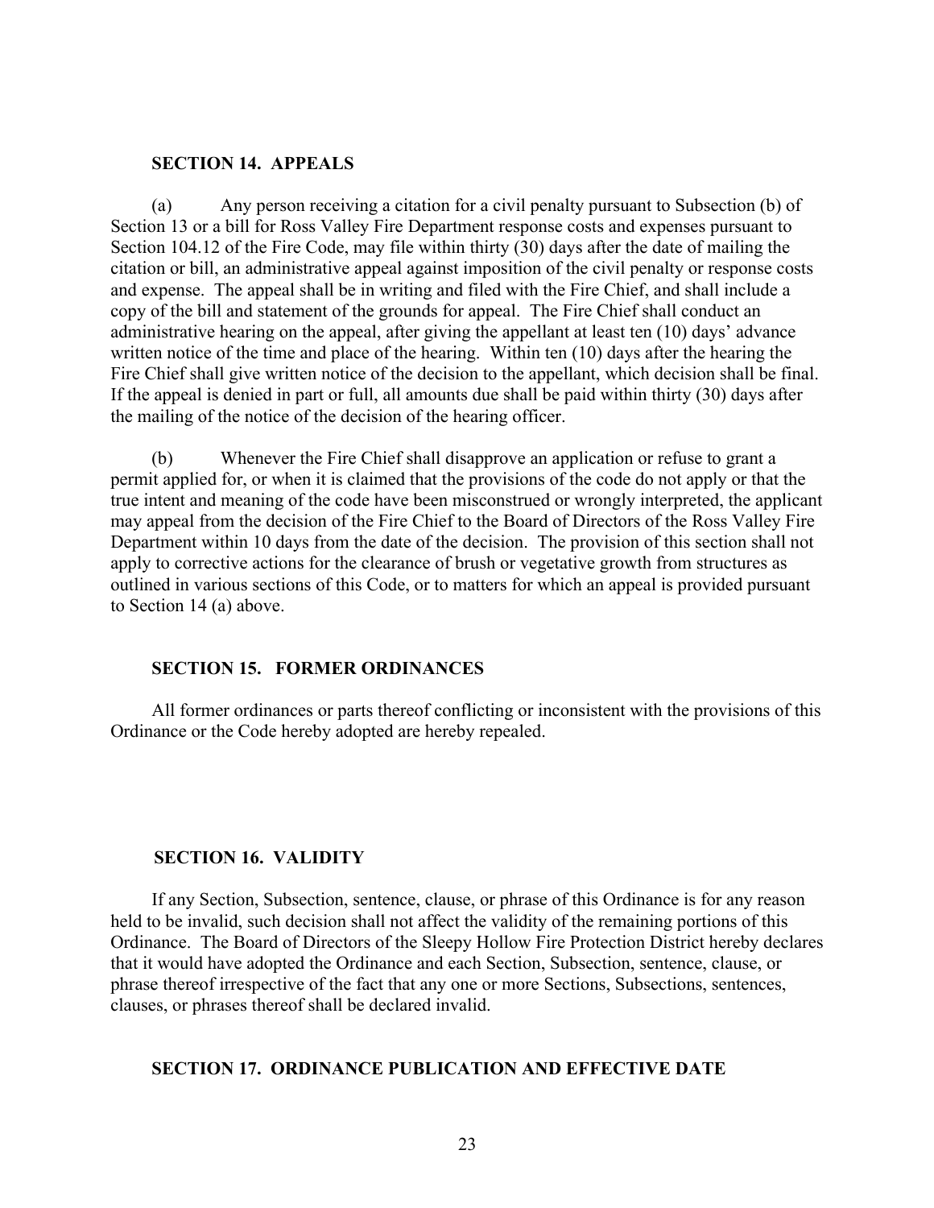### SECTION 14. APPEALS

(a) Any person receiving a citation for a civil penalty pursuant to Subsection (b) of Section 13 or a bill for Ross Valley Fire Department response costs and expenses pursuant to Section 104.12 of the Fire Code, may file within thirty (30) days after the date of mailing the citation or bill, an administrative appeal against imposition of the civil penalty or response costs and expense. The appeal shall be in writing and filed with the Fire Chief, and shall include a copy of the bill and statement of the grounds for appeal. The Fire Chief shall conduct an administrative hearing on the appeal, after giving the appellant at least ten (10) days' advance written notice of the time and place of the hearing. Within ten (10) days after the hearing the Fire Chief shall give written notice of the decision to the appellant, which decision shall be final. If the appeal is denied in part or full, all amounts due shall be paid within thirty (30) days after the mailing of the notice of the decision of the hearing officer.

(b) Whenever the Fire Chief shall disapprove an application or refuse to grant a permit applied for, or when it is claimed that the provisions of the code do not apply or that the true intent and meaning of the code have been misconstrued or wrongly interpreted, the applicant may appeal from the decision of the Fire Chief to the Board of Directors of the Ross Valley Fire Department within 10 days from the date of the decision. The provision of this section shall not apply to corrective actions for the clearance of brush or vegetative growth from structures as outlined in various sections of this Code, or to matters for which an appeal is provided pursuant to Section 14 (a) above.

### SECTION 15. FORMER ORDINANCES

All former ordinances or parts thereof conflicting or inconsistent with the provisions of this Ordinance or the Code hereby adopted are hereby repealed.

### SECTION 16. VALIDITY

If any Section, Subsection, sentence, clause, or phrase of this Ordinance is for any reason held to be invalid, such decision shall not affect the validity of the remaining portions of this Ordinance. The Board of Directors of the Sleepy Hollow Fire Protection District hereby declares that it would have adopted the Ordinance and each Section, Subsection, sentence, clause, or phrase thereof irrespective of the fact that any one or more Sections, Subsections, sentences, clauses, or phrases thereof shall be declared invalid.

### SECTION 17. ORDINANCE PUBLICATION AND EFFECTIVE DATE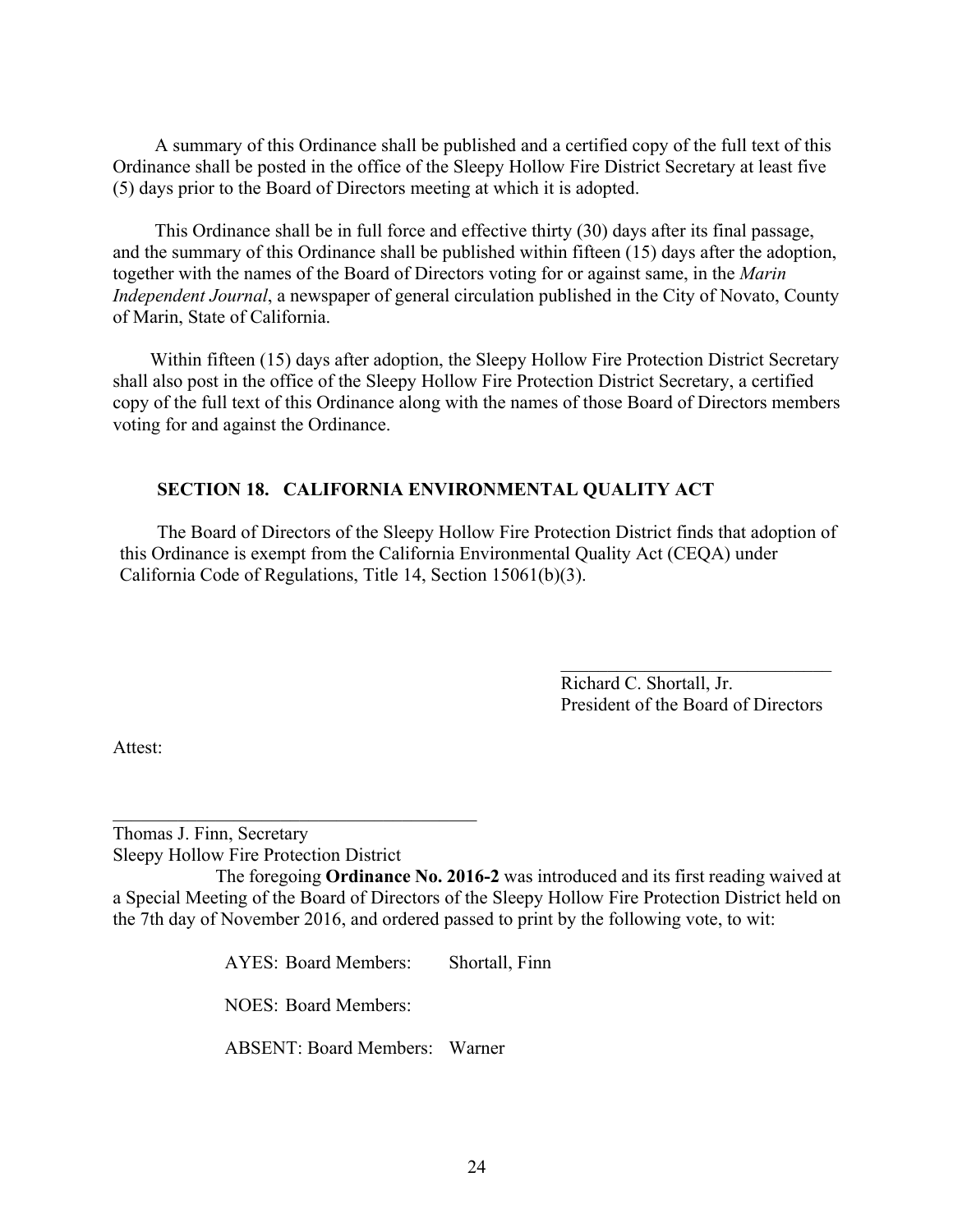A summary of this Ordinance shall be published and a certified copy of the full text of this Ordinance shall be posted in the office of the Sleepy Hollow Fire District Secretary at least five (5) days prior to the Board of Directors meeting at which it is adopted.

This Ordinance shall be in full force and effective thirty (30) days after its final passage, and the summary of this Ordinance shall be published within fifteen (15) days after the adoption, together with the names of the Board of Directors voting for or against same, in the *Marin Independent Journal*, a newspaper of general circulation published in the City of Novato, County of Marin, State of California.

Within fifteen (15) days after adoption, the Sleepy Hollow Fire Protection District Secretary shall also post in the office of the Sleepy Hollow Fire Protection District Secretary, a certified copy of the full text of this Ordinance along with the names of those Board of Directors members voting for and against the Ordinance.

**SECTION 18. CALIFORNIA ENVIRONMENTAL QUALITY ACT**

The Board of Directors of the Sleepy Hollow Fire Protection District finds that adoption of this Ordinance is exempt from the California Environmental Quality Act (CEQA) under California Code of Regulations, Title 14, Section 15061(b)(3).

\_\_\_\_\_\_\_\_\_\_\_\_\_\_\_\_\_\_\_\_\_\_\_\_\_\_\_\_\_\_
Richard C. Shortall, Jr.
President of the Board of Directors

Attest:

\_\_\_\_\_\_\_\_\_\_\_\_\_\_\_\_\_\_\_\_\_\_\_\_\_\_\_\_\_\_\_\_\_\_\_\_\_\_\_\_
Thomas J. Finn, Secretary
Sleepy Hollow Fire Protection District

The foregoing **Ordinance No. 2016-2** was introduced and its first reading waived at a Special Meeting of the Board of Directors of the Sleepy Hollow Fire Protection District held on the 7th day of November 2016, and ordered passed to print by the following vote, to wit:

AYES: Board Members: Shortall, Finn

NOES: Board Members:

ABSENT: Board Members: Warner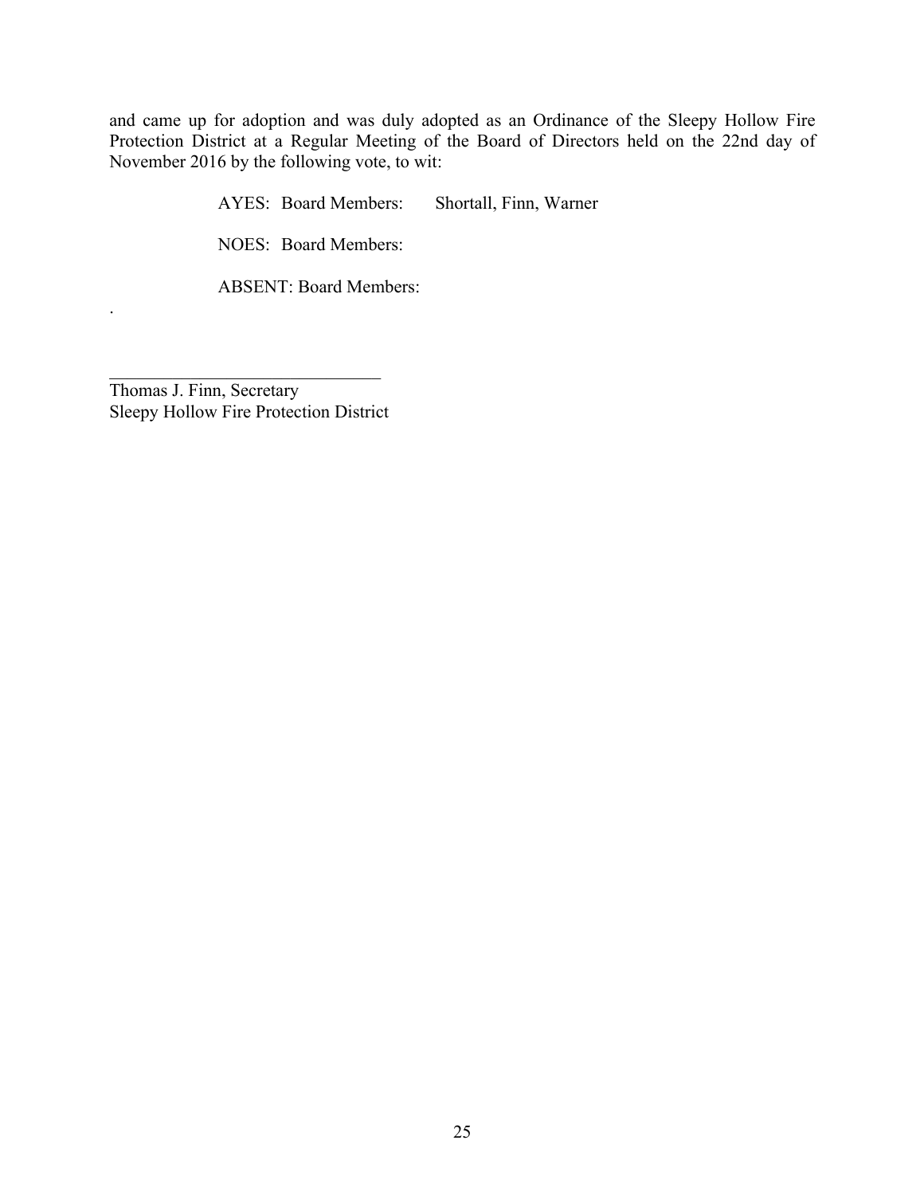and came up for adoption and was duly adopted as an Ordinance of the Sleepy Hollow Fire Protection District at a Regular Meeting of the Board of Directors held on the 22nd day of November 2016 by the following vote, to wit:

AYES: Board Members: Shortall, Finn, Warner

NOES: Board Members:

ABSENT: Board Members:

.

_______________________________

Thomas J. Finn, Secretary
Sleepy Hollow Fire Protection District